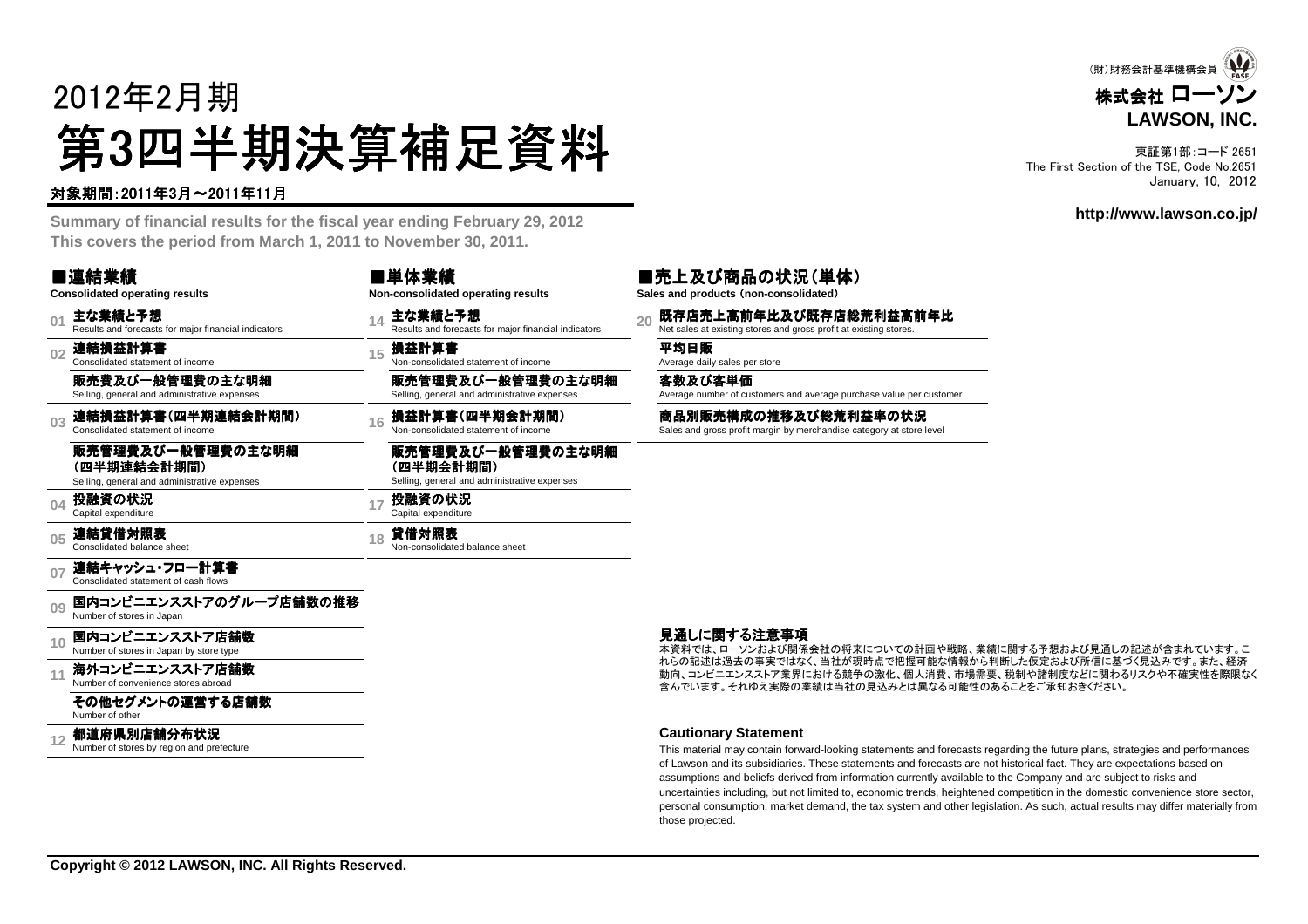（財）財務会計基準機構会員

**株式会社 ローソン**
**LAWSON, INC.**

東証第1部：コード 2651
The First Section of the TSE, Code No.2651
January, 10, 2012

# 2012年2月期
# 第3四半期決算補足資料

**対象期間：2011年3月～2011年11月**

**Summary of financial results for the fiscal year ending February 29, 2012**
**This covers the period from March 1, 2011 to November 30, 2011.**

**http://www.lawson.co.jp/**

## ■連結業績
**Consolidated operating results**

- 01 **主な業績と予想** Results and forecasts for major financial indicators
- 02 **連結損益計算書** Consolidated statement of income
  - **販売費及び一般管理費の主な明細** Selling, general and administrative expenses
- 03 **連結損益計算書（四半期連結会計期間）** Consolidated statement of income
  - **販売管理費及び一般管理費の主な明細（四半期連結会計期間）** Selling, general and administrative expenses
- 04 **投融資の状況** Capital expenditure
- 05 **連結貸借対照表** Consolidated balance sheet
- 07 **連結キャッシュ・フロー計算書** Consolidated statement of cash flows
- 09 **国内コンビニエンスストアのグループ店舗数の推移** Number of stores in Japan
- 10 **国内コンビニエンスストア店舗数** Number of stores in Japan by store type
- 11 **海外コンビニエンスストア店舗数** Number of convenience stores abroad
  - **その他セグメントの運営する店舗数** Number of other
- 12 **都道府県別店舗分布状況** Number of stores by region and prefecture

## ■単体業績
**Non-consolidated operating results**

- 14 **主な業績と予想** Results and forecasts for major financial indicators
- 15 **損益計算書** Non-consolidated statement of income
  - **販売管理費及び一般管理費の主な明細** Selling, general and administrative expenses
- 16 **損益計算書（四半期会計期間）** Non-consolidated statement of income
  - **販売管理費及び一般管理費の主な明細（四半期会計期間）** Selling, general and administrative expenses
- 17 **投融資の状況** Capital expenditure
- 18 **貸借対照表** Non-consolidated balance sheet

## ■売上及び商品の状況（単体）
**Sales and products (non-consolidated)**

- 20 **既存店売上高前年比及び既存店総荒利益高前年比** Net sales at existing stores and gross profit at existing stores.
  - **平均日販** Average daily sales per store
  - **客数及び客単価** Average number of customers and average purchase value per customer
  - **商品別販売構成の推移及び総荒利益率の状況** Sales and gross profit margin by merchandise category at store level

### 見通しに関する注意事項

本資料では、ローソンおよび関係会社の将来についての計画や戦略、業績に関する予想および見通しの記述が含まれています。これらの記述は過去の事実ではなく、当社が現時点で把握可能な情報から判断した仮定および所信に基づく見込みです。また、経済動向、コンビニエンスストア業界における競争の激化、個人消費、市場需要、税制や諸制度などに関わるリスクや不確実性を際限なく含んでいます。それゆえ実際の業績は当社の見込みとは異なる可能性のあることをご承知おきください。

### Cautionary Statement

This material may contain forward-looking statements and forecasts regarding the future plans, strategies and performances of Lawson and its subsidiaries. These statements and forecasts are not historical fact. They are expectations based on assumptions and beliefs derived from information currently available to the Company and are subject to risks and uncertainties including, but not limited to, economic trends, heightened competition in the domestic convenience store sector, personal consumption, market demand, the tax system and other legislation. As such, actual results may differ materially from those projected.

**Copyright © 2012 LAWSON, INC. All Rights Reserved.**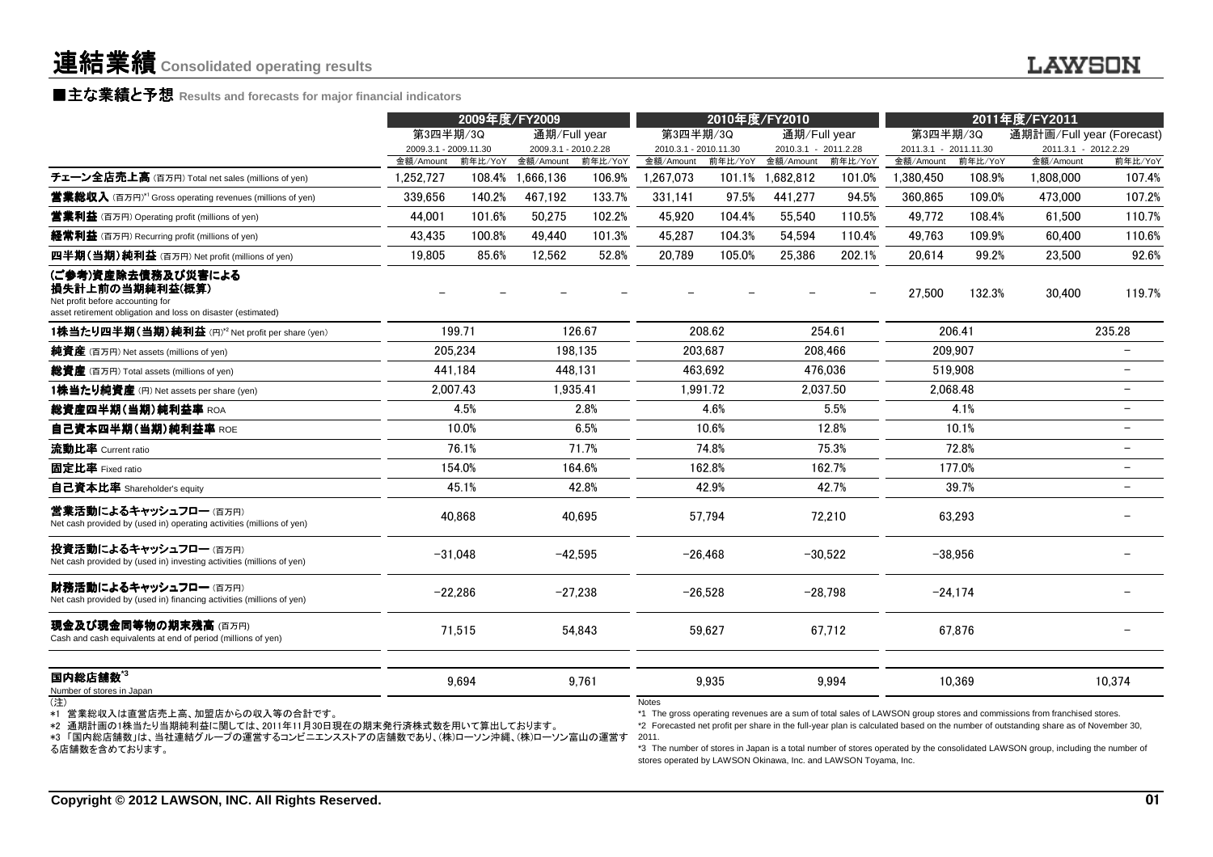# 連結業績 Consolidated operating results

## ■主な業績と予想 Results and forecasts for major financial indicators

| | 2009年度/FY2009 | | | | 2010年度/FY2010 | | | | 2011年度/FY2011 | | | |
|---|---|---|---|---|---|---|---|---|---|---|---|---|
| | 第3四半期/3Q 2009.3.1 - 2009.11.30 | | 通期/Full year 2009.3.1 - 2010.2.28 | | 第3四半期/3Q 2010.3.1 - 2010.11.30 | | 通期/Full year 2010.3.1 - 2011.2.28 | | 第3四半期/3Q 2011.3.1 - 2011.11.30 | | 通期計画/Full year (Forecast) 2011.3.1 - 2012.2.29 | |
| | 金額/Amount | 前年比/YoY | 金額/Amount | 前年比/YoY | 金額/Amount | 前年比/YoY | 金額/Amount | 前年比/YoY | 金額/Amount | 前年比/YoY | 金額/Amount | 前年比/YoY |
| **チェーン全店売上高** (百万円) Total net sales (millions of yen) | 1,252,727 | 108.4% | 1,666,136 | 106.9% | 1,267,073 | 101.1% | 1,682,812 | 101.0% | 1,380,450 | 108.9% | 1,808,000 | 107.4% |
| **営業総収入** (百万円)*1 Gross operating revenues (millions of yen) | 339,656 | 140.2% | 467,192 | 133.7% | 331,141 | 97.5% | 441,277 | 94.5% | 360,865 | 109.0% | 473,000 | 107.2% |
| **営業利益** (百万円) Operating profit (millions of yen) | 44,001 | 101.6% | 50,275 | 102.2% | 45,920 | 104.4% | 55,540 | 110.5% | 49,772 | 108.4% | 61,500 | 110.7% |
| **経常利益** (百万円) Recurring profit (millions of yen) | 43,435 | 100.8% | 49,440 | 101.3% | 45,287 | 104.3% | 54,594 | 110.4% | 49,763 | 109.9% | 60,400 | 110.6% |
| **四半期(当期)純利益** (百万円) Net profit (millions of yen) | 19,805 | 85.6% | 12,562 | 52.8% | 20,789 | 105.0% | 25,386 | 202.1% | 20,614 | 99.2% | 23,500 | 92.6% |
| **(ご参考)資産除去債務及び災害による損失計上前の当期純利益(概算)** Net profit before accounting for asset retirement obligation and loss on disaster (estimated) | − | − | − | − | − | − | − | − | 27,500 | 132.3% | 30,400 | 119.7% |
| **1株当たり四半期(当期)純利益** (円)*2 Net profit per share (yen) | 199.71 | | 126.67 | | 208.62 | | 254.61 | | 206.41 | | 235.28 | |
| **純資産** (百万円) Net assets (millions of yen) | 205,234 | | 198,135 | | 203,687 | | 208,466 | | 209,907 | | − | |
| **総資産** (百万円) Total assets (millions of yen) | 441,184 | | 448,131 | | 463,692 | | 476,036 | | 519,908 | | − | |
| **1株当たり純資産** (円) Net assets per share (yen) | 2,007.43 | | 1,935.41 | | 1,991.72 | | 2,037.50 | | 2,068.48 | | − | |
| **総資産四半期(当期)純利益率** ROA | 4.5% | | 2.8% | | 4.6% | | 5.5% | | 4.1% | | − | |
| **自己資本四半期(当期)純利益率** ROE | 10.0% | | 6.5% | | 10.6% | | 12.8% | | 10.1% | | − | |
| **流動比率** Current ratio | 76.1% | | 71.7% | | 74.8% | | 75.3% | | 72.8% | | − | |
| **固定比率** Fixed ratio | 154.0% | | 164.6% | | 162.8% | | 162.7% | | 177.0% | | − | |
| **自己資本比率** Shareholder's equity | 45.1% | | 42.8% | | 42.9% | | 42.7% | | 39.7% | | − | |
| **営業活動によるキャッシュフロー** (百万円) Net cash provided by (used in) operating activities (millions of yen) | 40,868 | | 40,695 | | 57,794 | | 72,210 | | 63,293 | | − | |
| **投資活動によるキャッシュフロー** (百万円) Net cash provided by (used in) investing activities (millions of yen) | −31,048 | | −42,595 | | −26,468 | | −30,522 | | −38,956 | | − | |
| **財務活動によるキャッシュフロー** (百万円) Net cash provided by (used in) financing activities (millions of yen) | −22,286 | | −27,238 | | −26,528 | | −28,798 | | −24,174 | | − | |
| **現金及び現金同等物の期末残高** (百万円) Cash and cash equivalents at end of period (millions of yen) | 71,515 | | 54,843 | | 59,627 | | 67,712 | | 67,876 | | − | |
| **国内総店舗数**\*3 Number of stores in Japan | 9,694 | | 9,761 | | 9,935 | | 9,994 | | 10,369 | | 10,374 | |

(注)
*1 営業総収入は直営店売上高、加盟店からの収入等の合計です。
*2 通期計画の1株当たり当期純利益に関しては、2011年11月30日現在の期末発行済株式数を用いて算出しております。
*3 「国内総店舗数」は、当社連結グループの運営するコンビニエンスストアの店舗数であり、(株)ローソン沖縄、(株)ローソン富山の運営する店舗数を含めております。

Notes
*1 The gross operating revenues are a sum of total sales of LAWSON group stores and commissions from franchised stores.
*2 Forecasted net profit per share in the full-year plan is calculated based on the number of outstanding share as of November 30, 2011.
*3 The number of stores in Japan is a total number of stores operated by the consolidated LAWSON group, including the number of stores operated by LAWSON Okinawa, Inc. and LAWSON Toyama, Inc.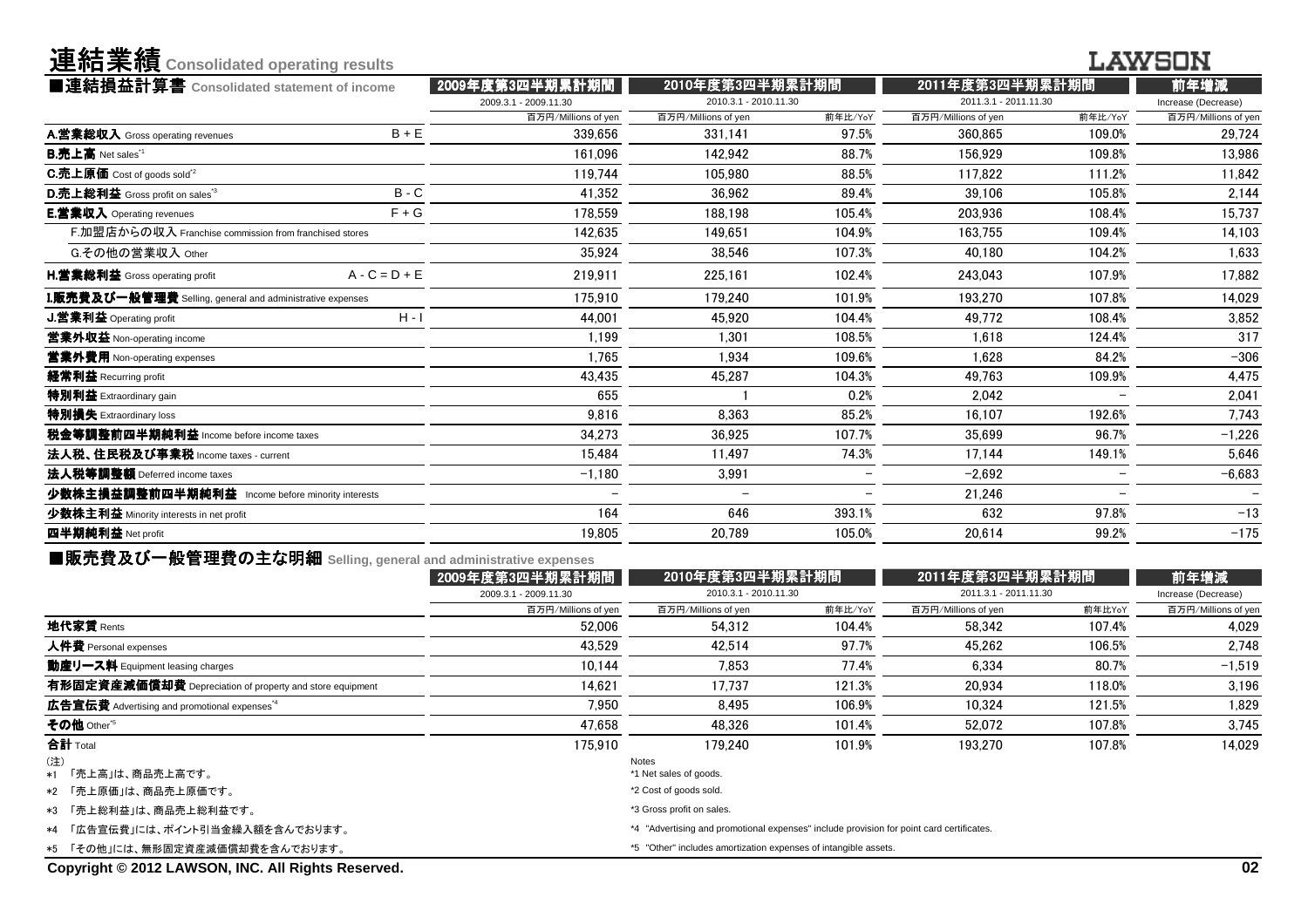# 連結業績 Consolidated operating results

## ■連結損益計算書 Consolidated statement of income

| | | 2009年度第3四半期累計期間 | 2010年度第3四半期累計期間 | | 2011年度第3四半期累計期間 | | 前年増減 |
|---|---|---|---|---|---|---|---|
| | | 2009.3.1 - 2009.11.30 | 2010.3.1 - 2010.11.30 | | 2011.3.1 - 2011.11.30 | | Increase (Decrease) |
| | | 百万円/Millions of yen | 百万円/Millions of yen | 前年比/YoY | 百万円/Millions of yen | 前年比/YoY | 百万円/Millions of yen |
| **A.営業総収入** Gross operating revenues | B + E | 339,656 | 331,141 | 97.5% | 360,865 | 109.0% | 29,724 |
| **B.売上高** Net sales*1 | | 161,096 | 142,942 | 88.7% | 156,929 | 109.8% | 13,986 |
| **C.売上原価** Cost of goods sold*2 | | 119,744 | 105,980 | 88.5% | 117,822 | 111.2% | 11,842 |
| **D.売上総利益** Gross profit on sales*3 | B - C | 41,352 | 36,962 | 89.4% | 39,106 | 105.8% | 2,144 |
| **E.営業収入** Operating revenues | F + G | 178,559 | 188,198 | 105.4% | 203,936 | 108.4% | 15,737 |
| F.加盟店からの収入 Franchise commission from franchised stores | | 142,635 | 149,651 | 104.9% | 163,755 | 109.4% | 14,103 |
| G.その他の営業収入 Other | | 35,924 | 38,546 | 107.3% | 40,180 | 104.2% | 1,633 |
| **H.営業総利益** Gross operating profit | A - C = D + E | 219,911 | 225,161 | 102.4% | 243,043 | 107.9% | 17,882 |
| **I.販売費及び一般管理費** Selling, general and administrative expenses | | 175,910 | 179,240 | 101.9% | 193,270 | 107.8% | 14,029 |
| **J.営業利益** Operating profit | H - I | 44,001 | 45,920 | 104.4% | 49,772 | 108.4% | 3,852 |
| **営業外収益** Non-operating income | | 1,199 | 1,301 | 108.5% | 1,618 | 124.4% | 317 |
| **営業外費用** Non-operating expenses | | 1,765 | 1,934 | 109.6% | 1,628 | 84.2% | -306 |
| **経常利益** Recurring profit | | 43,435 | 45,287 | 104.3% | 49,763 | 109.9% | 4,475 |
| **特別利益** Extraordinary gain | | 655 | 1 | 0.2% | 2,042 | - | 2,041 |
| **特別損失** Extraordinary loss | | 9,816 | 8,363 | 85.2% | 16,107 | 192.6% | 7,743 |
| **税金等調整前四半期純利益** Income before income taxes | | 34,273 | 36,925 | 107.7% | 35,699 | 96.7% | -1,226 |
| **法人税、住民税及び事業税** Income taxes - current | | 15,484 | 11,497 | 74.3% | 17,144 | 149.1% | 5,646 |
| **法人税等調整額** Deferred income taxes | | -1,180 | 3,991 | - | -2,692 | - | -6,683 |
| **少数株主損益調整前四半期純利益** Income before minority interests | | - | - | - | 21,246 | - | - |
| **少数株主利益** Minority interests in net profit | | 164 | 646 | 393.1% | 632 | 97.8% | -13 |
| **四半期純利益** Net profit | | 19,805 | 20,789 | 105.0% | 20,614 | 99.2% | -175 |

## ■販売費及び一般管理費の主な明細 Selling, general and administrative expenses

| | 2009年度第3四半期累計期間 | 2010年度第3四半期累計期間 | | 2011年度第3四半期累計期間 | | 前年増減 |
|---|---|---|---|---|---|---|
| | 2009.3.1 - 2009.11.30 | 2010.3.1 - 2010.11.30 | | 2011.3.1 - 2011.11.30 | | Increase (Decrease) |
| | 百万円/Millions of yen | 百万円/Millions of yen | 前年比/YoY | 百万円/Millions of yen | 前年比YoY | 百万円/Millions of yen |
| **地代家賃** Rents | 52,006 | 54,312 | 104.4% | 58,342 | 107.4% | 4,029 |
| **人件費** Personal expenses | 43,529 | 42,514 | 97.7% | 45,262 | 106.5% | 2,748 |
| **動産リース料** Equipment leasing charges | 10,144 | 7,853 | 77.4% | 6,334 | 80.7% | -1,519 |
| **有形固定資産減価償却費** Depreciation of property and store equipment | 14,621 | 17,737 | 121.3% | 20,934 | 118.0% | 3,196 |
| **広告宣伝費** Advertising and promotional expenses*4 | 7,950 | 8,495 | 106.9% | 10,324 | 121.5% | 1,829 |
| **その他** Other*5 | 47,658 | 48,326 | 101.4% | 52,072 | 107.8% | 3,745 |
| **合計** Total | 175,910 | 179,240 | 101.9% | 193,270 | 107.8% | 14,029 |

(注)
*1 「売上高」は、商品売上高です。
*2 「売上原価」は、商品売上原価です。
*3 「売上総利益」は、商品売上総利益です。
*4 「広告宣伝費」には、ポイント引当金繰入額を含んでおります。
*5 「その他」には、無形固定資産減価償却費を含んでおります。

Notes
*1 Net sales of goods.
*2 Cost of goods sold.
*3 Gross profit on sales.
*4 "Advertising and promotional expenses" include provision for point card certificates.
*5 "Other" includes amortization expenses of intangible assets.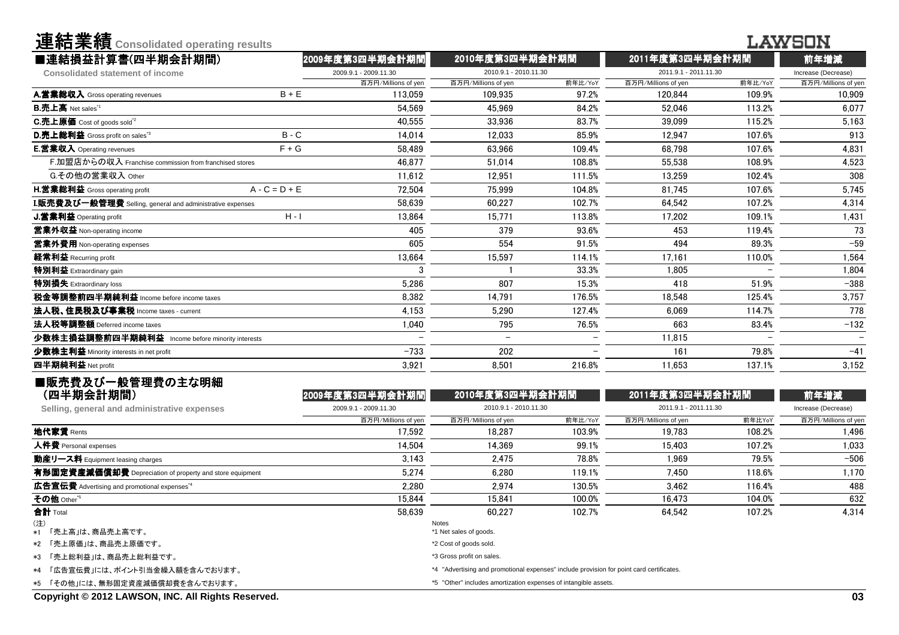# 連結業績 Consolidated operating results

## ■連結損益計算書(四半期会計期間)
**Consolidated statement of income**

| | | 2009年度第3四半期会計期間 | 2010年度第3四半期会計期間 | | 2011年度第3四半期会計期間 | | 前年増減 |
|---|---|---|---|---|---|---|---|
| | | 2009.9.1 - 2009.11.30 | 2010.9.1 - 2010.11.30 | | 2011.9.1 - 2011.11.30 | | Increase (Decrease) |
| | | 百万円/Millions of yen | 百万円/Millions of yen | 前年比/YoY | 百万円/Millions of yen | 前年比/YoY | 百万円/Millions of yen |
| **A.営業総収入** Gross operating revenues | B + E | 113,059 | 109,935 | 97.2% | 120,844 | 109.9% | 10,909 |
| **B.売上高** Net sales[*1] | | 54,569 | 45,969 | 84.2% | 52,046 | 113.2% | 6,077 |
| **C.売上原価** Cost of goods sold[*2] | | 40,555 | 33,936 | 83.7% | 39,099 | 115.2% | 5,163 |
| **D.売上総利益** Gross profit on sales[*3] | B - C | 14,014 | 12,033 | 85.9% | 12,947 | 107.6% | 913 |
| **E.営業収入** Operating revenues | F + G | 58,489 | 63,966 | 109.4% | 68,798 | 107.6% | 4,831 |
| F.加盟店からの収入 Franchise commission from franchised stores | | 46,877 | 51,014 | 108.8% | 55,538 | 108.9% | 4,523 |
| G.その他の営業収入 Other | | 11,612 | 12,951 | 111.5% | 13,259 | 102.4% | 308 |
| **H.営業総利益** Gross operating profit | A - C = D + E | 72,504 | 75,999 | 104.8% | 81,745 | 107.6% | 5,745 |
| **I.販売費及び一般管理費** Selling, general and administrative expenses | | 58,639 | 60,227 | 102.7% | 64,542 | 107.2% | 4,314 |
| **J.営業利益** Operating profit | H - I | 13,864 | 15,771 | 113.8% | 17,202 | 109.1% | 1,431 |
| **営業外収益** Non-operating income | | 405 | 379 | 93.6% | 453 | 119.4% | 73 |
| **営業外費用** Non-operating expenses | | 605 | 554 | 91.5% | 494 | 89.3% | −59 |
| **経常利益** Recurring profit | | 13,664 | 15,597 | 114.1% | 17,161 | 110.0% | 1,564 |
| **特別利益** Extraordinary gain | | 3 | 1 | 33.3% | 1,805 | − | 1,804 |
| **特別損失** Extraordinary loss | | 5,286 | 807 | 15.3% | 418 | 51.9% | −388 |
| **税金等調整前四半期純利益** Income before income taxes | | 8,382 | 14,791 | 176.5% | 18,548 | 125.4% | 3,757 |
| **法人税、住民税及び事業税** Income taxes - current | | 4,153 | 5,290 | 127.4% | 6,069 | 114.7% | 778 |
| **法人税等調整額** Deferred income taxes | | 1,040 | 795 | 76.5% | 663 | 83.4% | −132 |
| **少数株主損益調整前四半期純利益** Income before minority interests | | − | − | − | 11,815 | − | − |
| **少数株主利益** Minority interests in net profit | | −733 | 202 | − | 161 | 79.8% | −41 |
| **四半期純利益** Net profit | | 3,921 | 8,501 | 216.8% | 11,653 | 137.1% | 3,152 |

## ■販売費及び一般管理費の主な明細(四半期会計期間)
**Selling, general and administrative expenses**

| | 2009年度第3四半期会計期間 | 2010年度第3四半期会計期間 | | 2011年度第3四半期会計期間 | | 前年増減 |
|---|---|---|---|---|---|---|
| | 2009.9.1 - 2009.11.30 | 2010.9.1 - 2010.11.30 | | 2011.9.1 - 2011.11.30 | | Increase (Decrease) |
| | 百万円/Millions of yen | 百万円/Millions of yen | 前年比/YoY | 百万円/Millions of yen | 前年比YoY | 百万円/Millions of yen |
| **地代家賃** Rents | 17,592 | 18,287 | 103.9% | 19,783 | 108.2% | 1,496 |
| **人件費** Personal expenses | 14,504 | 14,369 | 99.1% | 15,403 | 107.2% | 1,033 |
| **動産リース料** Equipment leasing charges | 3,143 | 2,475 | 78.8% | 1,969 | 79.5% | −506 |
| **有形固定資産減価償却費** Depreciation of property and store equipment | 5,274 | 6,280 | 119.1% | 7,450 | 118.6% | 1,170 |
| **広告宣伝費** Advertising and promotional expenses[*4] | 2,280 | 2,974 | 130.5% | 3,462 | 116.4% | 488 |
| **その他** Other[*5] | 15,844 | 15,841 | 100.0% | 16,473 | 104.0% | 632 |
| **合計** Total | 58,639 | 60,227 | 102.7% | 64,542 | 107.2% | 4,314 |

(注)
*1 「売上高」は、商品売上高です。
*2 「売上原価」は、商品売上原価です。
*3 「売上総利益」は、商品売上総利益です。
*4 「広告宣伝費」には、ポイント引当金繰入額を含んでおります。
*5 「その他」には、無形固定資産減価償却費を含んでおります。

Notes
*1 Net sales of goods.
*2 Cost of goods sold.
*3 Gross profit on sales.
*4 "Advertising and promotional expenses" include provision for point card certificates.
*5 "Other" includes amortization expenses of intangible assets.

Copyright © 2012 LAWSON, INC. All Rights Reserved.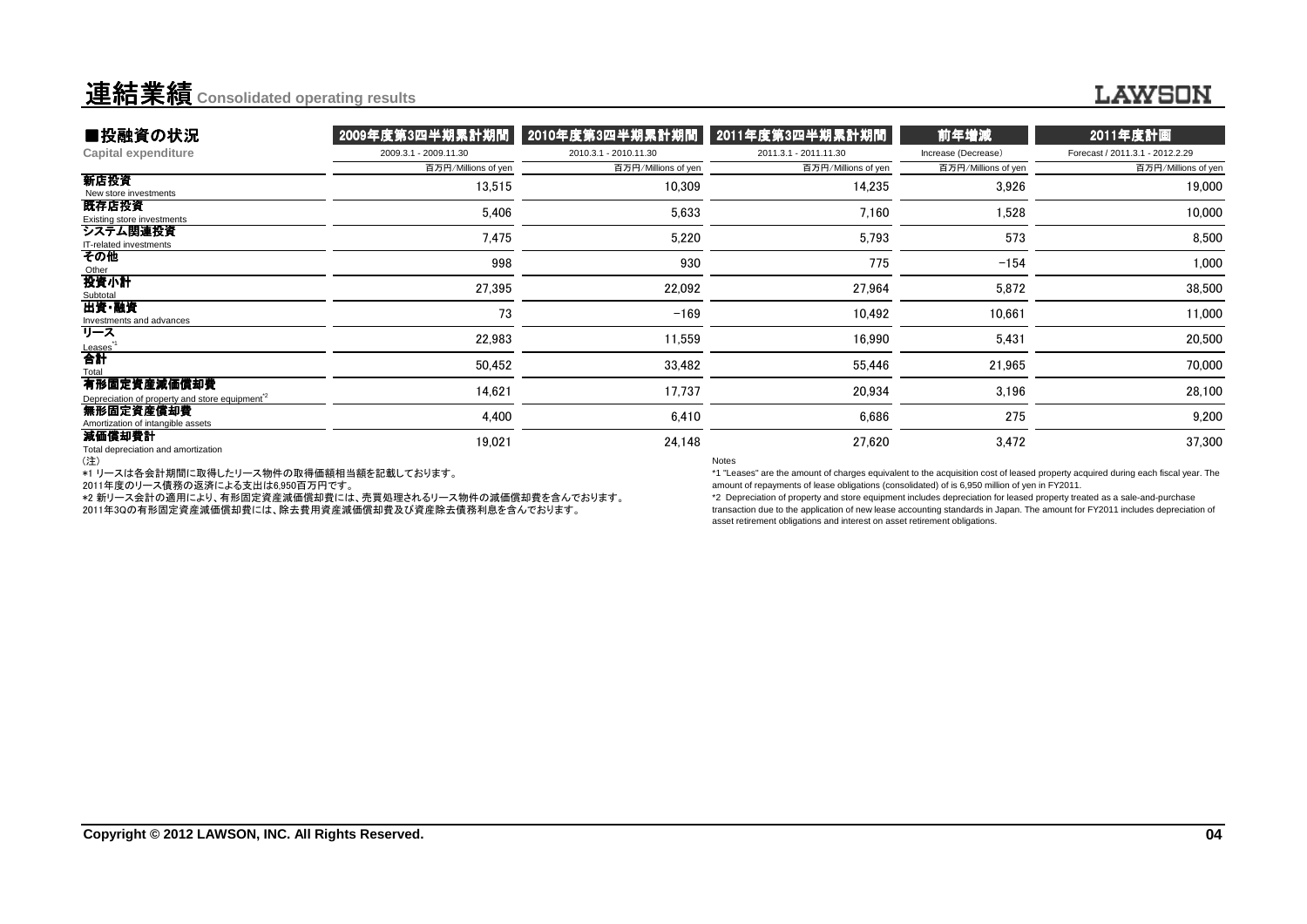# 連結業績 Consolidated operating results

## ■投融資の状況
Capital expenditure

| | 2009年度第3四半期累計期間 | 2010年度第3四半期累計期間 | 2011年度第3四半期累計期間 | 前年増減 | 2011年度計画 |
|---|---|---|---|---|---|
| | 2009.3.1 - 2009.11.30 | 2010.3.1 - 2010.11.30 | 2011.3.1 - 2011.11.30 | Increase (Decrease) | Forecast / 2011.3.1 - 2012.2.29 |
| | 百万円/Millions of yen | 百万円/Millions of yen | 百万円/Millions of yen | 百万円/Millions of yen | 百万円/Millions of yen |
| 新店投資 New store investments | 13,515 | 10,309 | 14,235 | 3,926 | 19,000 |
| 既存店投資 Existing store investments | 5,406 | 5,633 | 7,160 | 1,528 | 10,000 |
| システム関連投資 IT-related investments | 7,475 | 5,220 | 5,793 | 573 | 8,500 |
| その他 Other | 998 | 930 | 775 | −154 | 1,000 |
| 投資小計 Subtotal | 27,395 | 22,092 | 27,964 | 5,872 | 38,500 |
| 出資・融資 Investments and advances | 73 | −169 | 10,492 | 10,661 | 11,000 |
| リース Leases*1 | 22,983 | 11,559 | 16,990 | 5,431 | 20,500 |
| 合計 Total | 50,452 | 33,482 | 55,446 | 21,965 | 70,000 |
| 有形固定資産減価償却費 Depreciation of property and store equipment*2 | 14,621 | 17,737 | 20,934 | 3,196 | 28,100 |
| 無形固定資産償却費 Amortization of intangible assets | 4,400 | 6,410 | 6,686 | 275 | 9,200 |
| 減価償却費計 Total depreciation and amortization | 19,021 | 24,148 | 27,620 | 3,472 | 37,300 |

(注)

*1 リースは各会計期間に取得したリース物件の取得価額相当額を記載しております。
2011年度のリース債務の返済による支出は6,950百万円です。

*2 新リース会計の適用により、有形固定資産減価償却費には、売買処理されるリース物件の減価償却費を含んでおります。
2011年3Qの有形固定資産減価償却費には、除去費用資産減価償却費及び資産除去債務利息を含んでおります。

Notes

*1 "Leases" are the amount of charges equivalent to the acquisition cost of leased property acquired during each fiscal year. The amount of repayments of lease obligations (consolidated) of is 6,950 million of yen in FY2011.

*2 Depreciation of property and store equipment includes depreciation for leased property treated as a sale-and-purchase transaction due to the application of new lease accounting standards in Japan. The amount for FY2011 includes depreciation of asset retirement obligations and interest on asset retirement obligations.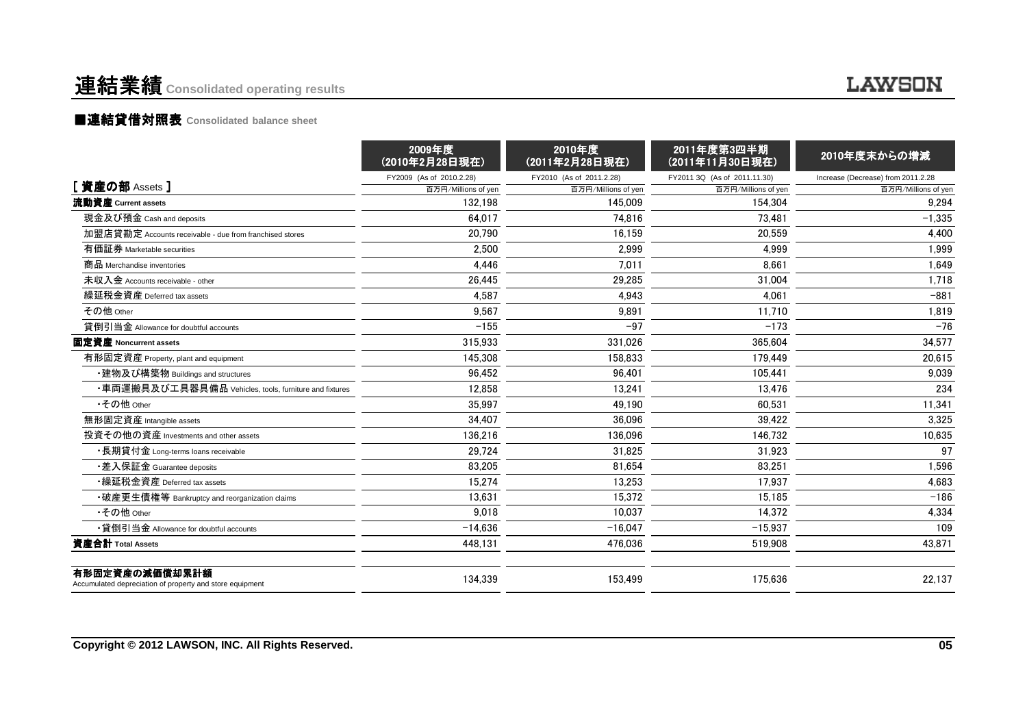# 連結業績 Consolidated operating results

LAWSON

## ■連結貸借対照表 Consolidated balance sheet

| [ 資産の部 Assets ] | 2009年度 (2010年2月28日現在) FY2009 (As of 2010.2.28) 百万円/Millions of yen | 2010年度 (2011年2月28日現在) FY2010 (As of 2011.2.28) 百万円/Millions of yen | 2011年度第3四半期 (2011年11月30日現在) FY2011 3Q (As of 2011.11.30) 百万円/Millions of yen | 2010年度末からの増減 Increase (Decrease) from 2011.2.28 百万円/Millions of yen |
|---|---|---|---|---|
| **流動資産 Current assets** | 132,198 | 145,009 | 154,304 | 9,294 |
| 現金及び預金 Cash and deposits | 64,017 | 74,816 | 73,481 | −1,335 |
| 加盟店貸勘定 Accounts receivable - due from franchised stores | 20,790 | 16,159 | 20,559 | 4,400 |
| 有価証券 Marketable securities | 2,500 | 2,999 | 4,999 | 1,999 |
| 商品 Merchandise inventories | 4,446 | 7,011 | 8,661 | 1,649 |
| 未収入金 Accounts receivable - other | 26,445 | 29,285 | 31,004 | 1,718 |
| 繰延税金資産 Deferred tax assets | 4,587 | 4,943 | 4,061 | −881 |
| その他 Other | 9,567 | 9,891 | 11,710 | 1,819 |
| 貸倒引当金 Allowance for doubtful accounts | −155 | −97 | −173 | −76 |
| **固定資産 Noncurrent assets** | 315,933 | 331,026 | 365,604 | 34,577 |
| 有形固定資産 Property, plant and equipment | 145,308 | 158,833 | 179,449 | 20,615 |
| ・建物及び構築物 Buildings and structures | 96,452 | 96,401 | 105,441 | 9,039 |
| ・車両運搬具及び工具器具備品 Vehicles, tools, furniture and fixtures | 12,858 | 13,241 | 13,476 | 234 |
| ・その他 Other | 35,997 | 49,190 | 60,531 | 11,341 |
| 無形固定資産 Intangible assets | 34,407 | 36,096 | 39,422 | 3,325 |
| 投資その他の資産 Investments and other assets | 136,216 | 136,096 | 146,732 | 10,635 |
| ・長期貸付金 Long-terms loans receivable | 29,724 | 31,825 | 31,923 | 97 |
| ・差入保証金 Guarantee deposits | 83,205 | 81,654 | 83,251 | 1,596 |
| ・繰延税金資産 Deferred tax assets | 15,274 | 13,253 | 17,937 | 4,683 |
| ・破産更生債権等 Bankruptcy and reorganization claims | 13,631 | 15,372 | 15,185 | −186 |
| ・その他 Other | 9,018 | 10,037 | 14,372 | 4,334 |
| ・貸倒引当金 Allowance for doubtful accounts | −14,636 | −16,047 | −15,937 | 109 |
| **資産合計 Total Assets** | 448,131 | 476,036 | 519,908 | 43,871 |
| **有形固定資産の減価償却累計額** Accumulated depreciation of property and store equipment | 134,339 | 153,499 | 175,636 | 22,137 |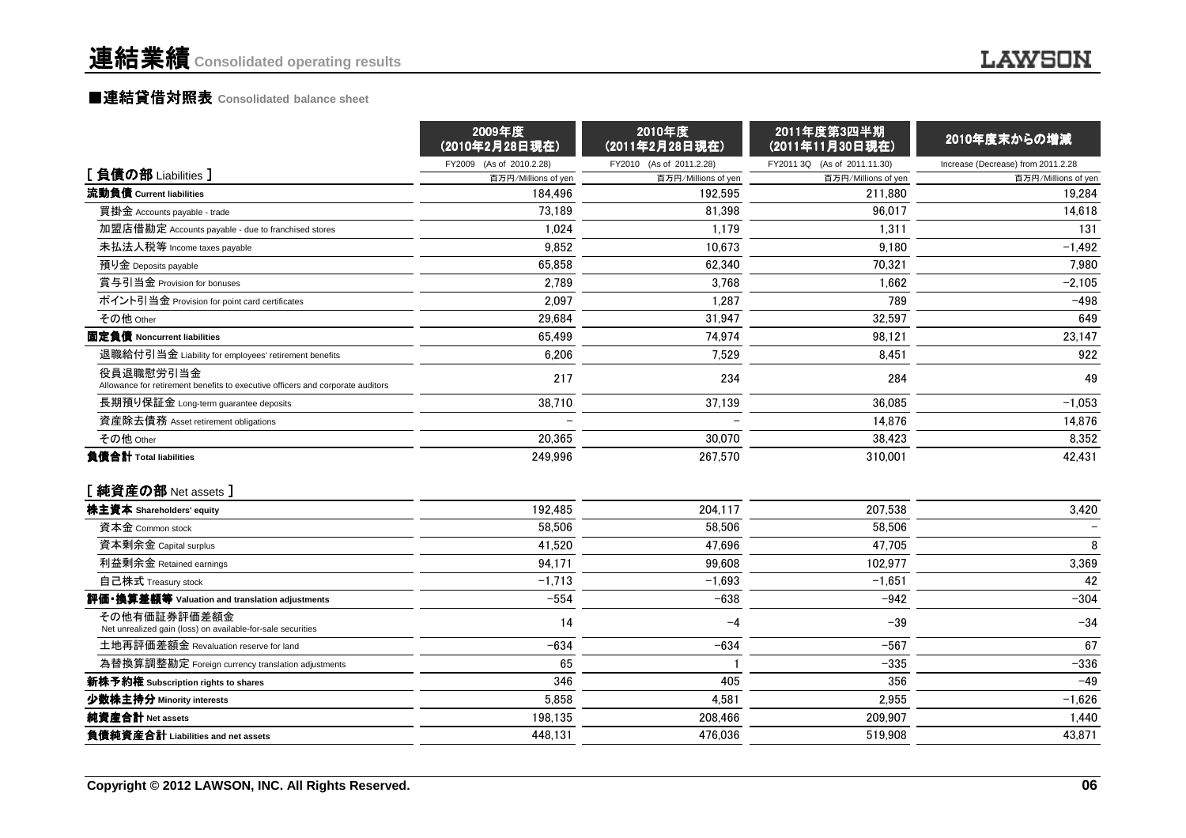# 連結業績 Consolidated operating results

## ■連結貸借対照表 Consolidated balance sheet

| [ 負債の部 Liabilities ] | 2009年度（2010年2月28日現在） FY2009 (As of 2010.2.28) 百万円/Millions of yen | 2010年度（2011年2月28日現在） FY2010 (As of 2011.2.28) 百万円/Millions of yen | 2011年度第3四半期（2011年11月30日現在） FY2011 3Q (As of 2011.11.30) 百万円/Millions of yen | 2010年度末からの増減 Increase (Decrease) from 2011.2.28 百万円/Millions of yen |
|---|---|---|---|---|
| **流動負債 Current liabilities** | 184,496 | 192,595 | 211,880 | 19,284 |
| 買掛金 Accounts payable - trade | 73,189 | 81,398 | 96,017 | 14,618 |
| 加盟店借勘定 Accounts payable - due to franchised stores | 1,024 | 1,179 | 1,311 | 131 |
| 未払法人税等 Income taxes payable | 9,852 | 10,673 | 9,180 | −1,492 |
| 預り金 Deposits payable | 65,858 | 62,340 | 70,321 | 7,980 |
| 賞与引当金 Provision for bonuses | 2,789 | 3,768 | 1,662 | −2,105 |
| ポイント引当金 Provision for point card certificates | 2,097 | 1,287 | 789 | −498 |
| その他 Other | 29,684 | 31,947 | 32,597 | 649 |
| **固定負債 Noncurrent liabilities** | 65,499 | 74,974 | 98,121 | 23,147 |
| 退職給付引当金 Liability for employees' retirement benefits | 6,206 | 7,529 | 8,451 | 922 |
| 役員退職慰労引当金 Allowance for retirement benefits to executive officers and corporate auditors | 217 | 234 | 284 | 49 |
| 長期預り保証金 Long-term guarantee deposits | 38,710 | 37,139 | 36,085 | −1,053 |
| 資産除去債務 Asset retirement obligations | − | − | 14,876 | 14,876 |
| その他 Other | 20,365 | 30,070 | 38,423 | 8,352 |
| **負債合計 Total liabilities** | 249,996 | 267,570 | 310,001 | 42,431 |
| **[ 純資産の部 Net assets ]** | | | | |
| **株主資本 Shareholders' equity** | 192,485 | 204,117 | 207,538 | 3,420 |
| 資本金 Common stock | 58,506 | 58,506 | 58,506 | − |
| 資本剰余金 Capital surplus | 41,520 | 47,696 | 47,705 | 8 |
| 利益剰余金 Retained earnings | 94,171 | 99,608 | 102,977 | 3,369 |
| 自己株式 Treasury stock | −1,713 | −1,693 | −1,651 | 42 |
| **評価・換算差額等 Valuation and translation adjustments** | −554 | −638 | −942 | −304 |
| その他有価証券評価差額金 Net unrealized gain (loss) on available-for-sale securities | 14 | −4 | −39 | −34 |
| 土地再評価差額金 Revaluation reserve for land | −634 | −634 | −567 | 67 |
| 為替換算調整勘定 Foreign currency translation adjustments | 65 | 1 | −335 | −336 |
| **新株予約権 Subscription rights to shares** | 346 | 405 | 356 | −49 |
| **少数株主持分 Minority interests** | 5,858 | 4,581 | 2,955 | −1,626 |
| **純資産合計 Net assets** | 198,135 | 208,466 | 209,907 | 1,440 |
| **負債純資産合計 Liabilities and net assets** | 448,131 | 476,036 | 519,908 | 43,871 |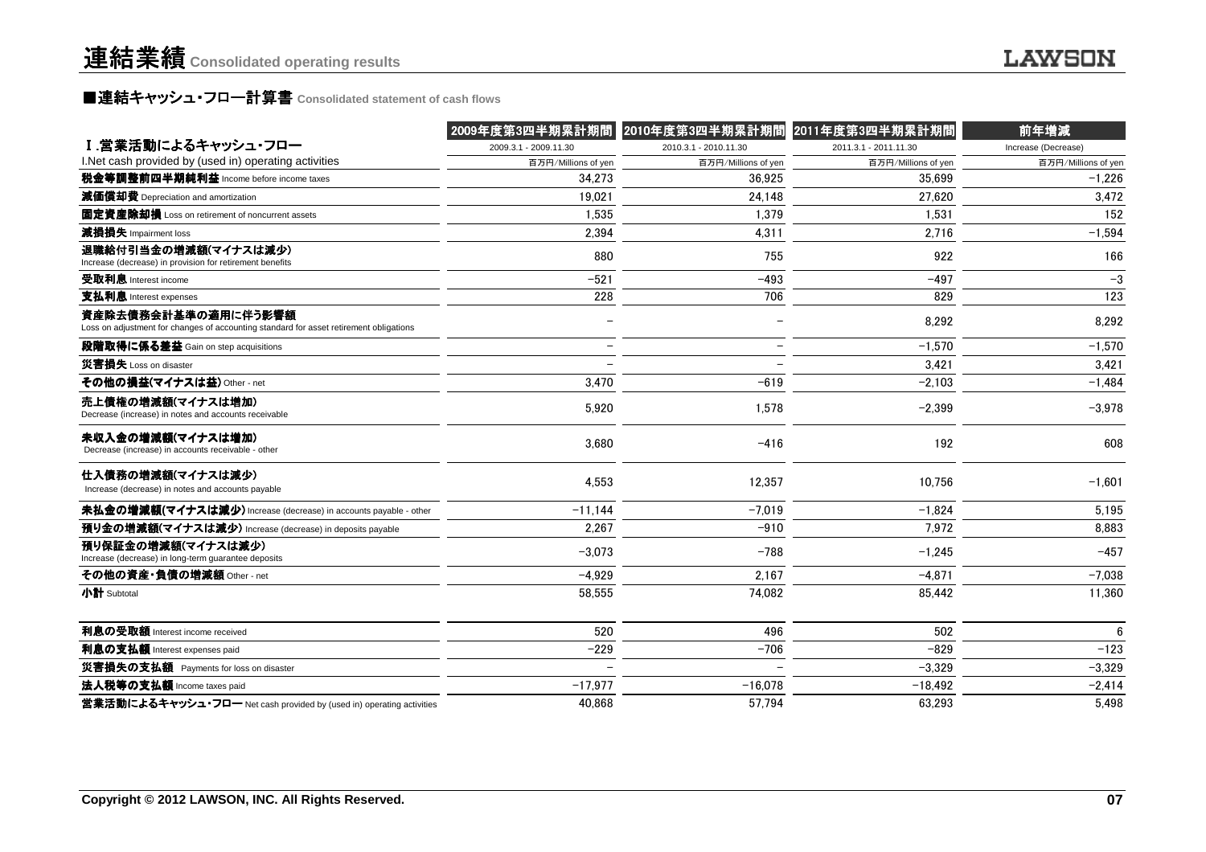# 連結業績 Consolidated operating results

## ■連結キャッシュ・フロー計算書 Consolidated statement of cash flows

| Ⅰ.営業活動によるキャッシュ・フロー<br>I.Net cash provided by (used in) operating activities | 2009年度第3四半期累計期間<br>2009.3.1 - 2009.11.30<br>百万円/Millions of yen | 2010年度第3四半期累計期間<br>2010.3.1 - 2010.11.30<br>百万円/Millions of yen | 2011年度第3四半期累計期間<br>2011.3.1 - 2011.11.30<br>百万円/Millions of yen | 前年増減<br>Increase (Decrease)<br>百万円/Millions of yen |
|---|---|---|---|---|
| **税金等調整前四半期純利益** Income before income taxes | 34,273 | 36,925 | 35,699 | −1,226 |
| **減価償却費** Depreciation and amortization | 19,021 | 24,148 | 27,620 | 3,472 |
| **固定資産除却損** Loss on retirement of noncurrent assets | 1,535 | 1,379 | 1,531 | 152 |
| **減損損失** Impairment loss | 2,394 | 4,311 | 2,716 | −1,594 |
| **退職給付引当金の増減額(マイナスは減少)** Increase (decrease) in provision for retirement benefits | 880 | 755 | 922 | 166 |
| **受取利息** Interest income | −521 | −493 | −497 | −3 |
| **支払利息** Interest expenses | 228 | 706 | 829 | 123 |
| **資産除去債務会計基準の適用に伴う影響額** Loss on adjustment for changes of accounting standard for asset retirement obligations | − | − | 8,292 | 8,292 |
| **段階取得に係る差益** Gain on step acquisitions | − | − | −1,570 | −1,570 |
| **災害損失** Loss on disaster | − | − | 3,421 | 3,421 |
| **その他の損益(マイナスは益)** Other - net | 3,470 | −619 | −2,103 | −1,484 |
| **売上債権の増減額(マイナスは増加)** Decrease (increase) in notes and accounts receivable | 5,920 | 1,578 | −2,399 | −3,978 |
| **未収入金の増減額(マイナスは増加)** Decrease (increase) in accounts receivable - other | 3,680 | −416 | 192 | 608 |
| **仕入債務の増減額(マイナスは減少)** Increase (decrease) in notes and accounts payable | 4,553 | 12,357 | 10,756 | −1,601 |
| **未払金の増減額(マイナスは減少)** Increase (decrease) in accounts payable - other | −11,144 | −7,019 | −1,824 | 5,195 |
| **預り金の増減額(マイナスは減少)** Increase (decrease) in deposits payable | 2,267 | −910 | 7,972 | 8,883 |
| **預り保証金の増減額(マイナスは減少)** Increase (decrease) in long-term guarantee deposits | −3,073 | −788 | −1,245 | −457 |
| **その他の資産・負債の増減額** Other - net | −4,929 | 2,167 | −4,871 | −7,038 |
| **小計** Subtotal | 58,555 | 74,082 | 85,442 | 11,360 |
| **利息の受取額** Interest income received | 520 | 496 | 502 | 6 |
| **利息の支払額** Interest expenses paid | −229 | −706 | −829 | −123 |
| **災害損失の支払額** Payments for loss on disaster | − | − | −3,329 | −3,329 |
| **法人税等の支払額** Income taxes paid | −17,977 | −16,078 | −18,492 | −2,414 |
| **営業活動によるキャッシュ・フロー** Net cash provided by (used in) operating activities | 40,868 | 57,794 | 63,293 | 5,498 |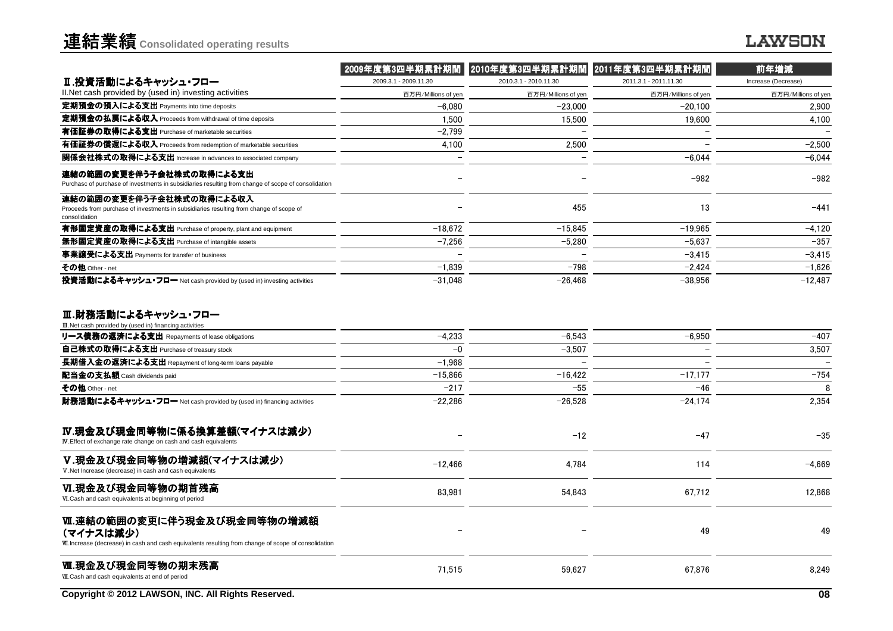# 連結業績 Consolidated operating results

| Ⅱ.投資活動によるキャッシュ・フロー<br>II.Net cash provided by (used in) investing activities | 2009年度第3四半期累計期間<br>2009.3.1 - 2009.11.30<br>百万円/Millions of yen | 2010年度第3四半期累計期間<br>2010.3.1 - 2010.11.30<br>百万円/Millions of yen | 2011年度第3四半期累計期間<br>2011.3.1 - 2011.11.30<br>百万円/Millions of yen | 前年増減<br>Increase (Decrease)<br>百万円/Millions of yen |
|---|---|---|---|---|
| **定期預金の預入による支出** Payments into time deposits | -6,080 | -23,000 | -20,100 | 2,900 |
| **定期預金の払戻による収入** Proceeds from withdrawal of time deposits | 1,500 | 15,500 | 19,600 | 4,100 |
| **有価証券の取得による支出** Purchase of marketable securities | -2,799 | - | - | - |
| **有価証券の償還による収入** Proceeds from redemption of marketable securities | 4,100 | 2,500 | - | -2,500 |
| **関係会社株式の取得による支出** Increase in advances to associated company | - | - | -6,044 | -6,044 |
| **連結の範囲の変更を伴う子会社株式の取得による支出** Purchasc of purchase of investments in subsidiaries resulting from change of scope of consolidation | - | - | -982 | -982 |
| **連結の範囲の変更を伴う子会社株式の取得による収入** Proceeds from purchase of investments in subsidiaries resulting from change of scope of consolidation | - | 455 | 13 | -441 |
| **有形固定資産の取得による支出** Purchase of property, plant and equipment | -18,672 | -15,845 | -19,965 | -4,120 |
| **無形固定資産の取得による支出** Purchase of intangible assets | -7,256 | -5,280 | -5,637 | -357 |
| **事業譲受による支出** Payments for transfer of business | - | - | -3,415 | -3,415 |
| **その他** Other - net | -1,839 | -798 | -2,424 | -1,626 |
| **投資活動によるキャッシュ・フロー** Net cash provided by (used in) investing activities | -31,048 | -26,468 | -38,956 | -12,487 |

## Ⅲ.財務活動によるキャッシュ・フロー
Ⅲ.Net cash provided by (used in) financing activities

| | 2009年度第3四半期累計期間 | 2010年度第3四半期累計期間 | 2011年度第3四半期累計期間 | 前年増減 |
|---|---|---|---|---|
| **リース債務の返済による支出** Repayments of lease obligations | -4,233 | -6,543 | -6,950 | -407 |
| **自己株式の取得による支出** Purchase of treasury stock | -0 | -3,507 | - | 3,507 |
| **長期借入金の返済による支出** Repayment of long-term loans payable | -1,968 | - | - | - |
| **配当金の支払額** Cash dividends paid | -15,866 | -16,422 | -17,177 | -754 |
| **その他** Other - net | -217 | -55 | -46 | 8 |
| **財務活動によるキャッシュ・フロー** Net cash provided by (used in) financing activities | -22,286 | -26,528 | -24,174 | 2,354 |
| **Ⅳ.現金及び現金同等物に係る換算差額(マイナスは減少)** Ⅳ.Effect of exchange rate change on cash and cash equivalents | - | -12 | -47 | -35 |
| **Ⅴ.現金及び現金同等物の増減額(マイナスは減少)** Ⅴ.Net Increase (decrease) in cash and cash equivalents | -12,466 | 4,784 | 114 | -4,669 |
| **Ⅵ.現金及び現金同等物の期首残高** Ⅵ.Cash and cash equivalents at beginning of period | 83,981 | 54,843 | 67,712 | 12,868 |
| **Ⅶ.連結の範囲の変更に伴う現金及び現金同等物の増減額(マイナスは減少)** Ⅶ.Increase (decrease) in cash and cash equivalents resulting from change of scope of consolidation | - | - | 49 | 49 |
| **Ⅷ.現金及び現金同等物の期末残高** Ⅷ.Cash and cash equivalents at end of period | 71,515 | 59,627 | 67,876 | 8,249 |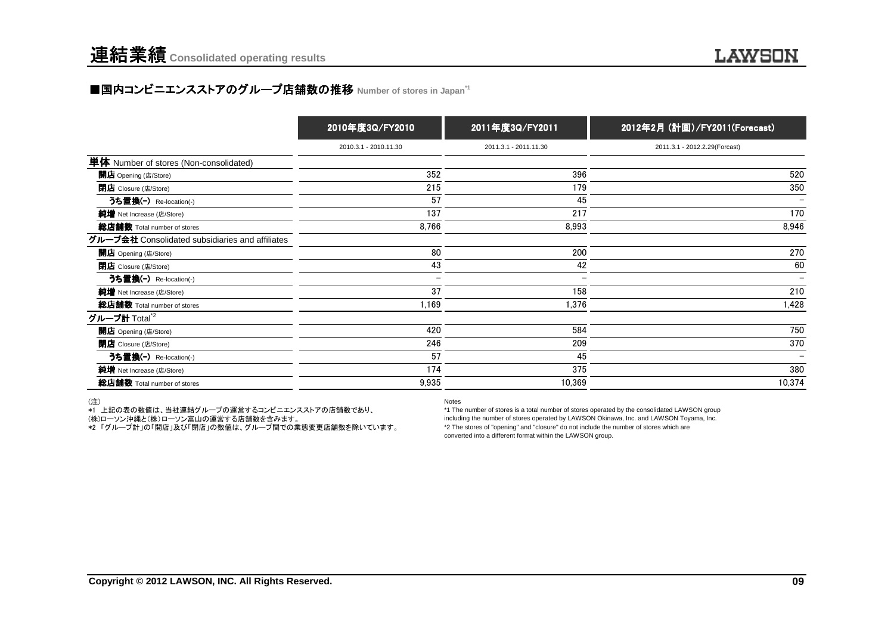# 連結業績 Consolidated operating results

## ■国内コンビニエンスストアのグループ店舗数の推移 Number of stores in Japan[*1]

| | 2010年度3Q/FY2010 | 2011年度3Q/FY2011 | 2012年2月（計画）/FY2011(Forecast) |
|---|---|---|---|
| | 2010.3.1 - 2010.11.30 | 2011.3.1 - 2011.11.30 | 2011.3.1 - 2012.2.29(Forcast) |
| **単体** Number of stores (Non-consolidated) | | | |
| **開店** Opening (店/Store) | 352 | 396 | 520 |
| **閉店** Closure (店/Store) | 215 | 179 | 350 |
| **うち置換(-)** Re-location(-) | 57 | 45 | − |
| **純増** Net Increase (店/Store) | 137 | 217 | 170 |
| **総店舗数** Total number of stores | 8,766 | 8,993 | 8,946 |
| **グループ会社** Consolidated subsidiaries and affiliates | | | |
| **開店** Opening (店/Store) | 80 | 200 | 270 |
| **閉店** Closure (店/Store) | 43 | 42 | 60 |
| **うち置換(-)** Re-location(-) | − | − | − |
| **純増** Net Increase (店/Store) | 37 | 158 | 210 |
| **総店舗数** Total number of stores | 1,169 | 1,376 | 1,428 |
| **グループ計** Total[*2] | | | |
| **開店** Opening (店/Store) | 420 | 584 | 750 |
| **閉店** Closure (店/Store) | 246 | 209 | 370 |
| **うち置換(-)** Re-location(-) | 57 | 45 | − |
| **純増** Net Increase (店/Store) | 174 | 375 | 380 |
| **総店舗数** Total number of stores | 9,935 | 10,369 | 10,374 |

（注）
*1 上記の表の数値は、当社連結グループの運営するコンビニエンスストアの店舗数であり、(株)ローソン沖縄と(株)ローソン富山の運営する店舗数を含みます。
*2 「グループ計」の「開店」及び「閉店」の数値は、グループ間での業態変更店舗数を除いています。

Notes
*1 The number of stores is a total number of stores operated by the consolidated LAWSON group including the number of stores operated by LAWSON Okinawa, Inc. and LAWSON Toyama, Inc.
*2 The stores of "opening" and "closure" do not include the number of stores which are converted into a different format within the LAWSON group.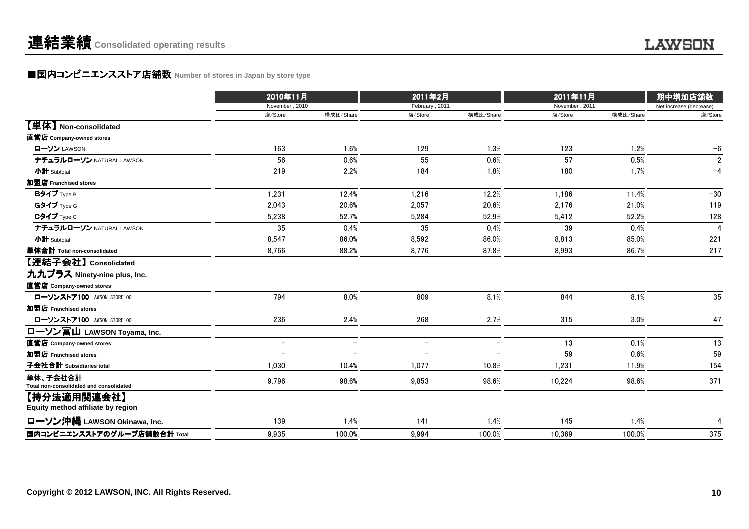# 連結業績 Consolidated operating results

## ■国内コンビニエンスストア店舗数 Number of stores in Japan by store type

| | 2010年11月 | | 2011年2月 | | 2011年11月 | | 期中増加店舗数 |
|---|---|---|---|---|---|---|---|
| | November , 2010 | | February , 2011 | | November , 2011 | | Net increase (decrease) |
| | 店/Store | 構成比/Share | 店/Store | 構成比/Share | 店/Store | 構成比/Share | 店/Store |
| **【単体】Non-consolidated** | | | | | | | |
| **直営店 Company-owned stores** | | | | | | | |
| ローソン LAWSON | 163 | 1.6% | 129 | 1.3% | 123 | 1.2% | −6 |
| ナチュラルローソン NATURAL LAWSON | 56 | 0.6% | 55 | 0.6% | 57 | 0.5% | 2 |
| 小計 Subtotal | 219 | 2.2% | 184 | 1.8% | 180 | 1.7% | −4 |
| **加盟店 Franchised stores** | | | | | | | |
| Bタイプ Type B | 1,231 | 12.4% | 1,216 | 12.2% | 1,186 | 11.4% | −30 |
| Gタイプ Type G | 2,043 | 20.6% | 2,057 | 20.6% | 2,176 | 21.0% | 119 |
| Cタイプ Type C | 5,238 | 52.7% | 5,284 | 52.9% | 5,412 | 52.2% | 128 |
| ナチュラルローソン NATURAL LAWSON | 35 | 0.4% | 35 | 0.4% | 39 | 0.4% | 4 |
| 小計 Subtotal | 8,547 | 86.0% | 8,592 | 86.0% | 8,813 | 85.0% | 221 |
| **単体合計 Total non-consolidated** | 8,766 | 88.2% | 8,776 | 87.8% | 8,993 | 86.7% | 217 |
| **【連結子会社】Consolidated** | | | | | | | |
| **九九プラス Ninety-nine plus, Inc.** | | | | | | | |
| **直営店 Company-owned stores** | | | | | | | |
| ローソンストア100 LAWSON STORE100 | 794 | 8.0% | 809 | 8.1% | 844 | 8.1% | 35 |
| **加盟店 Franchised stores** | | | | | | | |
| ローソンストア100 LAWSON STORE100 | 236 | 2.4% | 268 | 2.7% | 315 | 3.0% | 47 |
| **ローソン富山 LAWSON Toyama, Inc.** | | | | | | | |
| **直営店 Company-owned stores** | − | − | − | − | 13 | 0.1% | 13 |
| **加盟店 Franchised stores** | − | − | − | − | 59 | 0.6% | 59 |
| **子会社合計 Subsidiaries total** | 1,030 | 10.4% | 1,077 | 10.8% | 1,231 | 11.9% | 154 |
| **単体、子会社合計 Total non-consolidated and consolidated** | 9,796 | 98.6% | 9,853 | 98.6% | 10,224 | 98.6% | 371 |
| **【持分法適用関連会社】Equity method affiliate by region** | | | | | | | |
| **ローソン沖縄 LAWSON Okinawa, Inc.** | 139 | 1.4% | 141 | 1.4% | 145 | 1.4% | 4 |
| **国内コンビニエンスストアのグループ店舗数合計 Total** | 9,935 | 100.0% | 9,994 | 100.0% | 10,369 | 100.0% | 375 |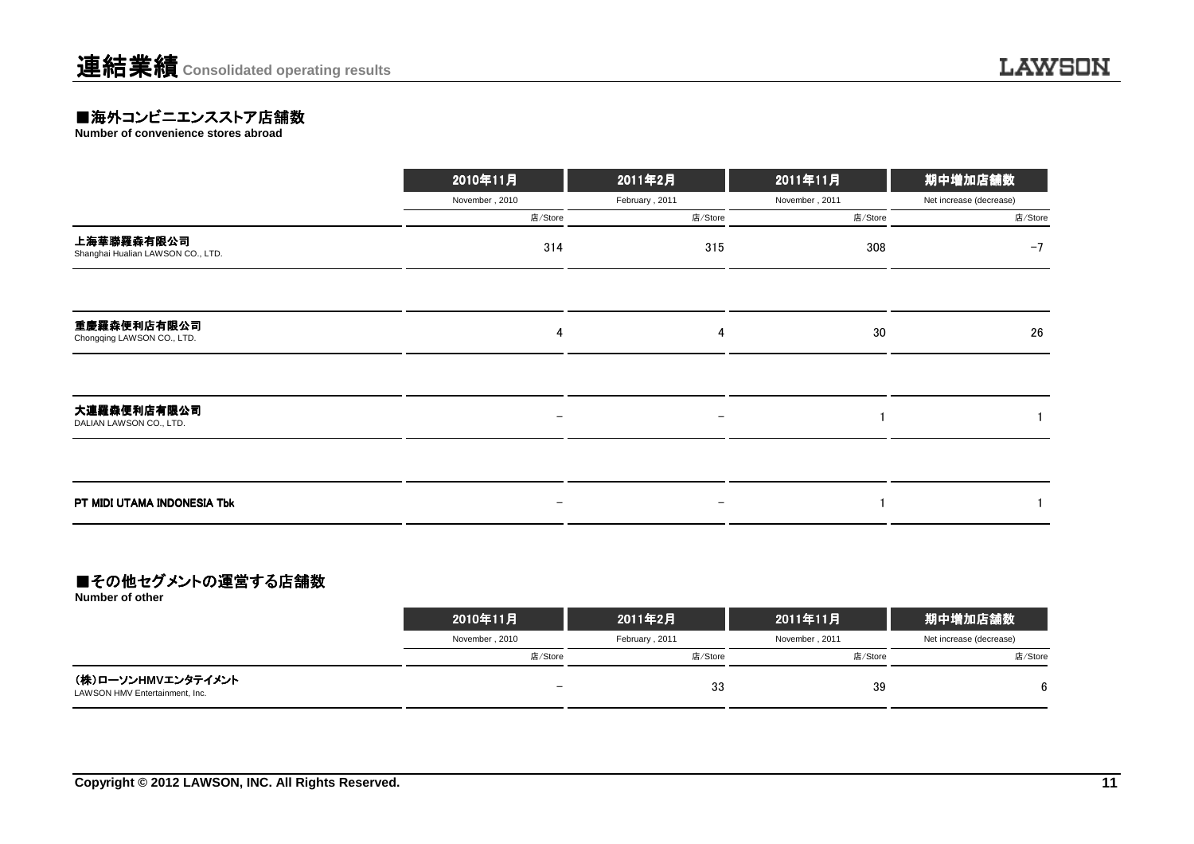# 連結業績 Consolidated operating results

## ■海外コンビニエンスストア店舗数

**Number of convenience stores abroad**

| | 2010年11月<br>November , 2010 | 2011年2月<br>February , 2011 | 2011年11月<br>November , 2011 | 期中増加店舗数<br>Net increase (decrease) |
|---|---|---|---|---|
| | 店/Store | 店/Store | 店/Store | 店/Store |
| **上海華聯羅森有限公司**<br>Shanghai Hualian LAWSON CO., LTD. | 314 | 315 | 308 | −7 |
| **重慶羅森便利店有限公司**<br>Chongqing LAWSON CO., LTD. | 4 | 4 | 30 | 26 |
| **大連羅森便利店有限公司**<br>DALIAN LAWSON CO., LTD. | − | − | 1 | 1 |
| **PT MIDI UTAMA INDONESIA Tbk** | − | − | 1 | 1 |

## ■その他セグメントの運営する店舗数

**Number of other**

| | 2010年11月<br>November , 2010 | 2011年2月<br>February , 2011 | 2011年11月<br>November , 2011 | 期中増加店舗数<br>Net increase (decrease) |
|---|---|---|---|---|
| | 店/Store | 店/Store | 店/Store | 店/Store |
| **(株)ローソンHMVエンタテイメント**<br>LAWSON HMV Entertainment, Inc. | − | 33 | 39 | 6 |

**Copyright © 2012 LAWSON, INC. All Rights Reserved.**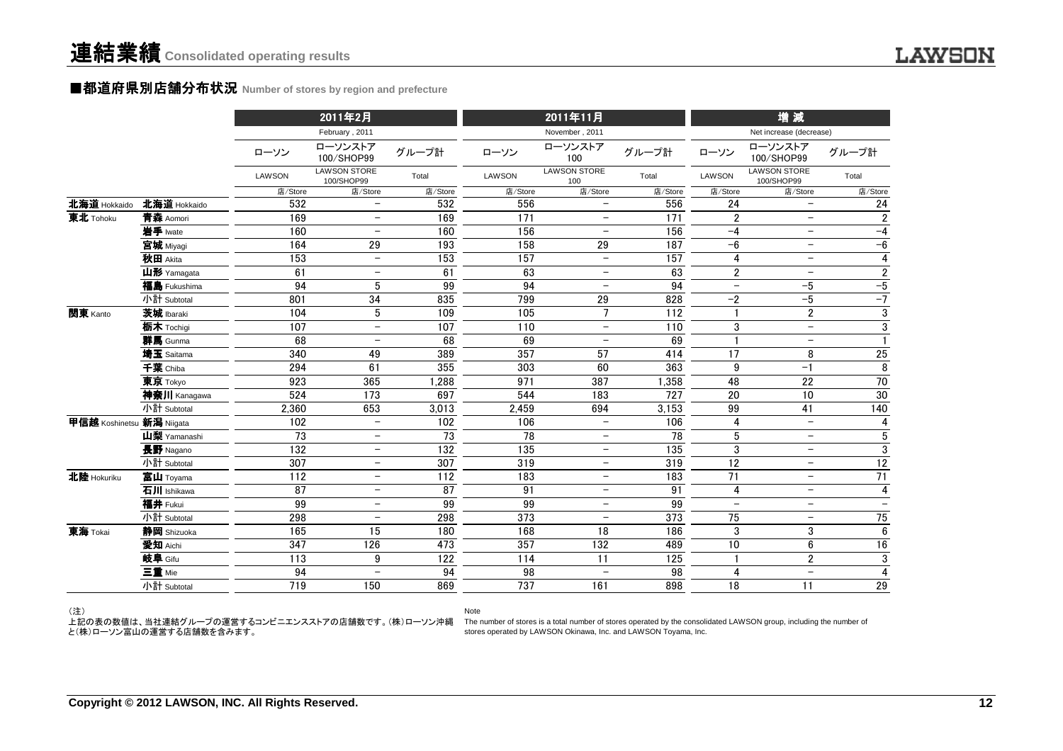# 連結業績 Consolidated operating results

## ■都道府県別店舗分布状況 Number of stores by region and prefecture

| | | 2011年2月 February , 2011 | | | 2011年11月 November , 2011 | | | 増 減 Net increase (decrease) | | |
|---|---|---|---|---|---|---|---|---|---|---|
| | | ローソン LAWSON | ローソンストア100/SHOP99 LAWSON STORE 100/SHOP99 | グループ計 Total | ローソン LAWSON | ローソンストア100 LAWSON STORE 100 | グループ計 Total | ローソン LAWSON | ローソンストア100/SHOP99 LAWSON STORE 100/SHOP99 | グループ計 Total |
| | | 店/Store | 店/Store | 店/Store | 店/Store | 店/Store | 店/Store | 店/Store | 店/Store | 店/Store |
| 北海道 Hokkaido | 北海道 Hokkaido | 532 | − | 532 | 556 | − | 556 | 24 | − | 24 |
| 東北 Tohoku | 青森 Aomori | 169 | − | 169 | 171 | − | 171 | 2 | − | 2 |
| | 岩手 Iwate | 160 | − | 160 | 156 | − | 156 | −4 | − | −4 |
| | 宮城 Miyagi | 164 | 29 | 193 | 158 | 29 | 187 | −6 | − | −6 |
| | 秋田 Akita | 153 | − | 153 | 157 | − | 157 | 4 | − | 4 |
| | 山形 Yamagata | 61 | − | 61 | 63 | − | 63 | 2 | − | 2 |
| | 福島 Fukushima | 94 | 5 | 99 | 94 | − | 94 | − | −5 | −5 |
| | 小計 Subtotal | 801 | 34 | 835 | 799 | 29 | 828 | −2 | −5 | −7 |
| 関東 Kanto | 茨城 Ibaraki | 104 | 5 | 109 | 105 | 7 | 112 | 1 | 2 | 3 |
| | 栃木 Tochigi | 107 | − | 107 | 110 | − | 110 | 3 | − | 3 |
| | 群馬 Gunma | 68 | − | 68 | 69 | − | 69 | 1 | − | 1 |
| | 埼玉 Saitama | 340 | 49 | 389 | 357 | 57 | 414 | 17 | 8 | 25 |
| | 千葉 Chiba | 294 | 61 | 355 | 303 | 60 | 363 | 9 | −1 | 8 |
| | 東京 Tokyo | 923 | 365 | 1,288 | 971 | 387 | 1,358 | 48 | 22 | 70 |
| | 神奈川 Kanagawa | 524 | 173 | 697 | 544 | 183 | 727 | 20 | 10 | 30 |
| | 小計 Subtotal | 2,360 | 653 | 3,013 | 2,459 | 694 | 3,153 | 99 | 41 | 140 |
| 甲信越 Koshinetsu | 新潟 Niigata | 102 | − | 102 | 106 | − | 106 | 4 | − | 4 |
| | 山梨 Yamanashi | 73 | − | 73 | 78 | − | 78 | 5 | − | 5 |
| | 長野 Nagano | 132 | − | 132 | 135 | − | 135 | 3 | − | 3 |
| | 小計 Subtotal | 307 | − | 307 | 319 | − | 319 | 12 | − | 12 |
| 北陸 Hokuriku | 富山 Toyama | 112 | − | 112 | 183 | − | 183 | 71 | − | 71 |
| | 石川 Ishikawa | 87 | − | 87 | 91 | − | 91 | 4 | − | 4 |
| | 福井 Fukui | 99 | − | 99 | 99 | − | 99 | − | − | − |
| | 小計 Subtotal | 298 | − | 298 | 373 | − | 373 | 75 | − | 75 |
| 東海 Tokai | 静岡 Shizuoka | 165 | 15 | 180 | 168 | 18 | 186 | 3 | 3 | 6 |
| | 愛知 Aichi | 347 | 126 | 473 | 357 | 132 | 489 | 10 | 6 | 16 |
| | 岐阜 Gifu | 113 | 9 | 122 | 114 | 11 | 125 | 1 | 2 | 3 |
| | 三重 Mie | 94 | − | 94 | 98 | − | 98 | 4 | − | 4 |
| | 小計 Subtotal | 719 | 150 | 869 | 737 | 161 | 898 | 18 | 11 | 29 |

（注）
上記の表の数値は、当社連結グループの運営するコンビニエンスストアの店舗数です。(株)ローソン沖縄と(株)ローソン富山の運営する店舗数を含みます。

Note
The number of stores is a total number of stores operated by the consolidated LAWSON group, including the number of stores operated by LAWSON Okinawa, Inc. and LAWSON Toyama, Inc.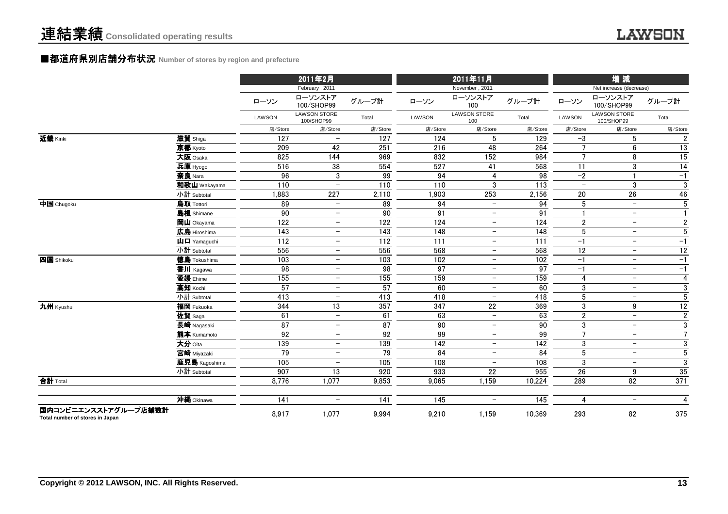# 連結業績 Consolidated operating results

## ■都道府県別店舗分布状況 Number of stores by region and prefecture

| | | 2011年2月 February , 2011 | | | 2011年11月 November , 2011 | | | 増 減 Net increase (decrease) | | |
|---|---|---|---|---|---|---|---|---|---|---|
| | | ローソン LAWSON | ローソンストア100/SHOP99 LAWSON STORE 100/SHOP99 | グループ計 Total | ローソン LAWSON | ローソンストア100 LAWSON STORE 100 | グループ計 Total | ローソン LAWSON | ローソンストア100/SHOP99 LAWSON STORE 100/SHOP99 | グループ計 Total |
| | | 店/Store | 店/Store | 店/Store | 店/Store | 店/Store | 店/Store | 店/Store | 店/Store | 店/Store |
| 近畿 Kinki | 滋賀 Shiga | 127 | − | 127 | 124 | 5 | 129 | −3 | 5 | 2 |
| | 京都 Kyoto | 209 | 42 | 251 | 216 | 48 | 264 | 7 | 6 | 13 |
| | 大阪 Osaka | 825 | 144 | 969 | 832 | 152 | 984 | 7 | 8 | 15 |
| | 兵庫 Hyogo | 516 | 38 | 554 | 527 | 41 | 568 | 11 | 3 | 14 |
| | 奈良 Nara | 96 | 3 | 99 | 94 | 4 | 98 | −2 | 1 | −1 |
| | 和歌山 Wakayama | 110 | − | 110 | 110 | 3 | 113 | − | 3 | 3 |
| | 小計 Subtotal | 1,883 | 227 | 2,110 | 1,903 | 253 | 2,156 | 20 | 26 | 46 |
| 中国 Chugoku | 鳥取 Tottori | 89 | − | 89 | 94 | − | 94 | 5 | − | 5 |
| | 島根 Shimane | 90 | − | 90 | 91 | − | 91 | 1 | − | 1 |
| | 岡山 Okayama | 122 | − | 122 | 124 | − | 124 | 2 | − | 2 |
| | 広島 Hiroshima | 143 | − | 143 | 148 | − | 148 | 5 | − | 5 |
| | 山口 Yamaguchi | 112 | − | 112 | 111 | − | 111 | −1 | − | −1 |
| | 小計 Subtotal | 556 | − | 556 | 568 | − | 568 | 12 | − | 12 |
| 四国 Shikoku | 徳島 Tokushima | 103 | − | 103 | 102 | − | 102 | −1 | − | −1 |
| | 香川 Kagawa | 98 | − | 98 | 97 | − | 97 | −1 | − | −1 |
| | 愛媛 Ehime | 155 | − | 155 | 159 | − | 159 | 4 | − | 4 |
| | 高知 Kochi | 57 | − | 57 | 60 | − | 60 | 3 | − | 3 |
| | 小計 Subtotal | 413 | − | 413 | 418 | − | 418 | 5 | − | 5 |
| 九州 Kyushu | 福岡 Fukuoka | 344 | 13 | 357 | 347 | 22 | 369 | 3 | 9 | 12 |
| | 佐賀 Saga | 61 | − | 61 | 63 | − | 63 | 2 | − | 2 |
| | 長崎 Nagasaki | 87 | − | 87 | 90 | − | 90 | 3 | − | 3 |
| | 熊本 Kumamoto | 92 | − | 92 | 99 | − | 99 | 7 | − | 7 |
| | 大分 Oita | 139 | − | 139 | 142 | − | 142 | 3 | − | 3 |
| | 宮崎 Miyazaki | 79 | − | 79 | 84 | − | 84 | 5 | − | 5 |
| | 鹿児島 Kagoshima | 105 | − | 105 | 108 | − | 108 | 3 | − | 3 |
| | 小計 Subtotal | 907 | 13 | 920 | 933 | 22 | 955 | 26 | 9 | 35 |
| 合計 Total | | 8,776 | 1,077 | 9,853 | 9,065 | 1,159 | 10,224 | 289 | 82 | 371 |
| | 沖縄 Okinawa | 141 | − | 141 | 145 | − | 145 | 4 | − | 4 |
| 国内コンビニエンスストアグループ店舗数計 Total number of stores in Japan | | 8,917 | 1,077 | 9,994 | 9,210 | 1,159 | 10,369 | 293 | 82 | 375 |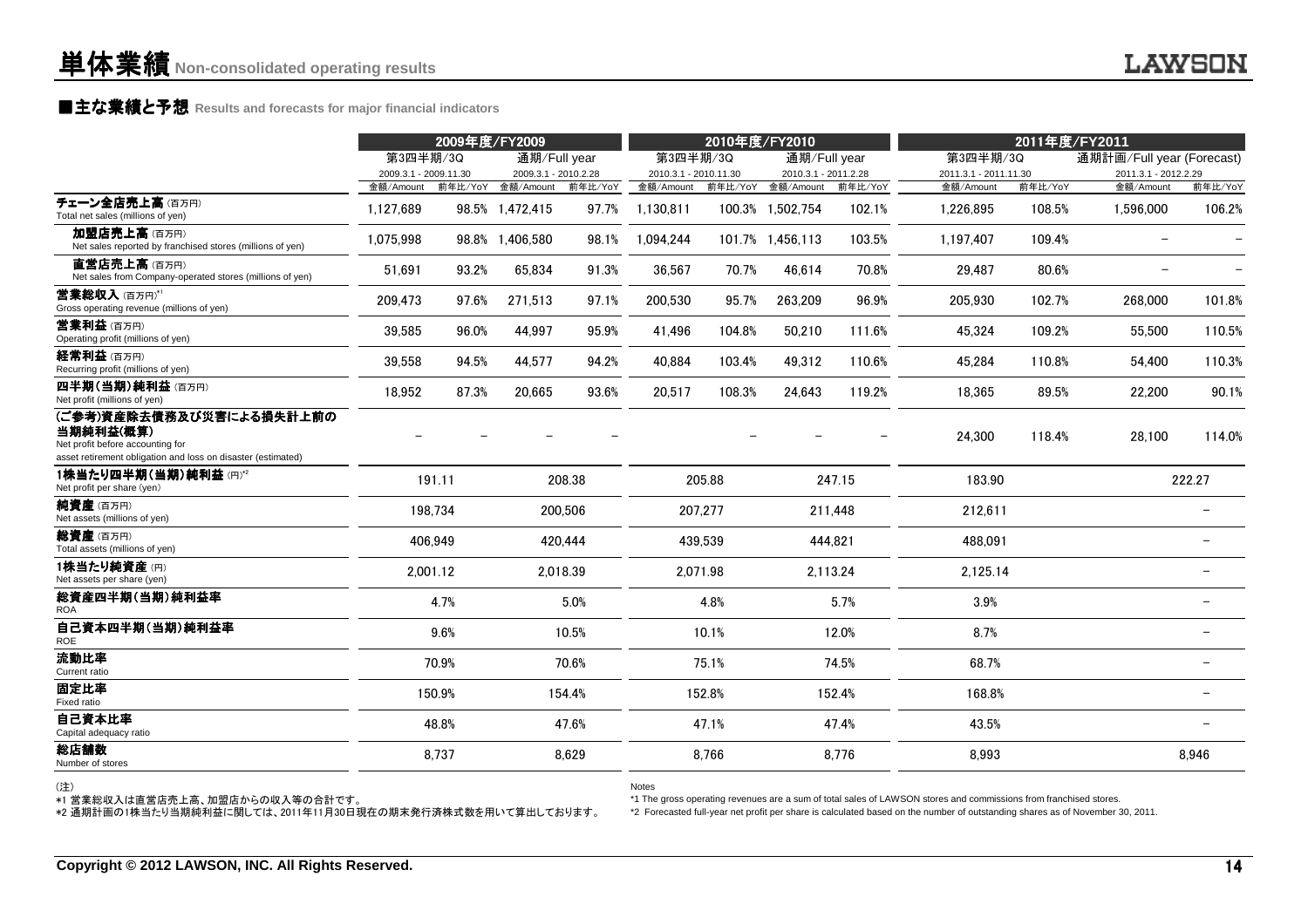# 単体業績 Non-consolidated operating results

## ■主な業績と予想 Results and forecasts for major financial indicators

| | 2009年度/FY2009 | | | | 2010年度/FY2010 | | | | 2011年度/FY2011 | | | |
|---|---|---|---|---|---|---|---|---|---|---|---|---|
| | 第3四半期/3Q | | 通期/Full year | | 第3四半期/3Q | | 通期/Full year | | 第3四半期/3Q | | 通期計画/Full year (Forecast) | |
| | 2009.3.1 - 2009.11.30 | | 2009.3.1 - 2010.2.28 | | 2010.3.1 - 2010.11.30 | | 2010.3.1 - 2011.2.28 | | 2011.3.1 - 2011.11.30 | | 2011.3.1 - 2012.2.29 | |
| | 金額/Amount | 前年比/YoY | 金額/Amount | 前年比/YoY | 金額/Amount | 前年比/YoY | 金額/Amount | 前年比/YoY | 金額/Amount | 前年比/YoY | 金額/Amount | 前年比/YoY |
| チェーン全店売上高（百万円）<br>Total net sales (millions of yen) | 1,127,689 | 98.5% | 1,472,415 | 97.7% | 1,130,811 | 100.3% | 1,502,754 | 102.1% | 1,226,895 | 108.5% | 1,596,000 | 106.2% |
| 加盟店売上高（百万円）<br>Net sales reported by franchised stores (millions of yen) | 1,075,998 | 98.8% | 1,406,580 | 98.1% | 1,094,244 | 101.7% | 1,456,113 | 103.5% | 1,197,407 | 109.4% | － | － |
| 直営店売上高（百万円）<br>Net sales from Company-operated stores (millions of yen) | 51,691 | 93.2% | 65,834 | 91.3% | 36,567 | 70.7% | 46,614 | 70.8% | 29,487 | 80.6% | － | － |
| 営業総収入（百万円）*1<br>Gross operating revenue (millions of yen) | 209,473 | 97.6% | 271,513 | 97.1% | 200,530 | 95.7% | 263,209 | 96.9% | 205,930 | 102.7% | 268,000 | 101.8% |
| 営業利益（百万円）<br>Operating profit (millions of yen) | 39,585 | 96.0% | 44,997 | 95.9% | 41,496 | 104.8% | 50,210 | 111.6% | 45,324 | 109.2% | 55,500 | 110.5% |
| 経常利益（百万円）<br>Recurring profit (millions of yen) | 39,558 | 94.5% | 44,577 | 94.2% | 40,884 | 103.4% | 49,312 | 110.6% | 45,284 | 110.8% | 54,400 | 110.3% |
| 四半期（当期）純利益（百万円）<br>Net profit (millions of yen) | 18,952 | 87.3% | 20,665 | 93.6% | 20,517 | 108.3% | 24,643 | 119.2% | 18,365 | 89.5% | 22,200 | 90.1% |
| （ご参考）資産除去債務及び災害による損失計上前の当期純利益(概算)<br>Net profit before accounting for asset retirement obligation and loss on disaster (estimated) | － | － | － | － | | | － | － | 24,300 | 118.4% | 28,100 | 114.0% |
| 1株当たり四半期（当期）純利益（円）*2<br>Net profit per share (yen) | 191.11 | | 208.38 | | 205.88 | | 247.15 | | 183.90 | | 222.27 | |
| 純資産（百万円）<br>Net assets (millions of yen) | 198,734 | | 200,506 | | 207,277 | | 211,448 | | 212,611 | | － | |
| 総資産（百万円）<br>Total assets (millions of yen) | 406,949 | | 420,444 | | 439,539 | | 444,821 | | 488,091 | | － | |
| 1株当たり純資産（円）<br>Net assets per share (yen) | 2,001.12 | | 2,018.39 | | 2,071.98 | | 2,113.24 | | 2,125.14 | | － | |
| 総資産四半期（当期）純利益率<br>ROA | 4.7% | | 5.0% | | 4.8% | | 5.7% | | 3.9% | | － | |
| 自己資本四半期（当期）純利益率<br>ROE | 9.6% | | 10.5% | | 10.1% | | 12.0% | | 8.7% | | － | |
| 流動比率<br>Current ratio | 70.9% | | 70.6% | | 75.1% | | 74.5% | | 68.7% | | － | |
| 固定比率<br>Fixed ratio | 150.9% | | 154.4% | | 152.8% | | 152.4% | | 168.8% | | － | |
| 自己資本比率<br>Capital adequacy ratio | 48.8% | | 47.6% | | 47.1% | | 47.4% | | 43.5% | | － | |
| 総店舗数<br>Number of stores | 8,737 | | 8,629 | | 8,766 | | 8,776 | | 8,993 | | 8,946 | |

（注）
*1 営業総収入は直営店売上高、加盟店からの収入等の合計です。
*2 通期計画の1株当たり当期純利益に関しては、2011年11月30日現在の期末発行済株式数を用いて算出しております。

Notes
*1 The gross operating revenues are a sum of total sales of LAWSON stores and commissions from franchised stores.
*2 Forecasted full-year net profit per share is calculated based on the number of outstanding shares as of November 30, 2011.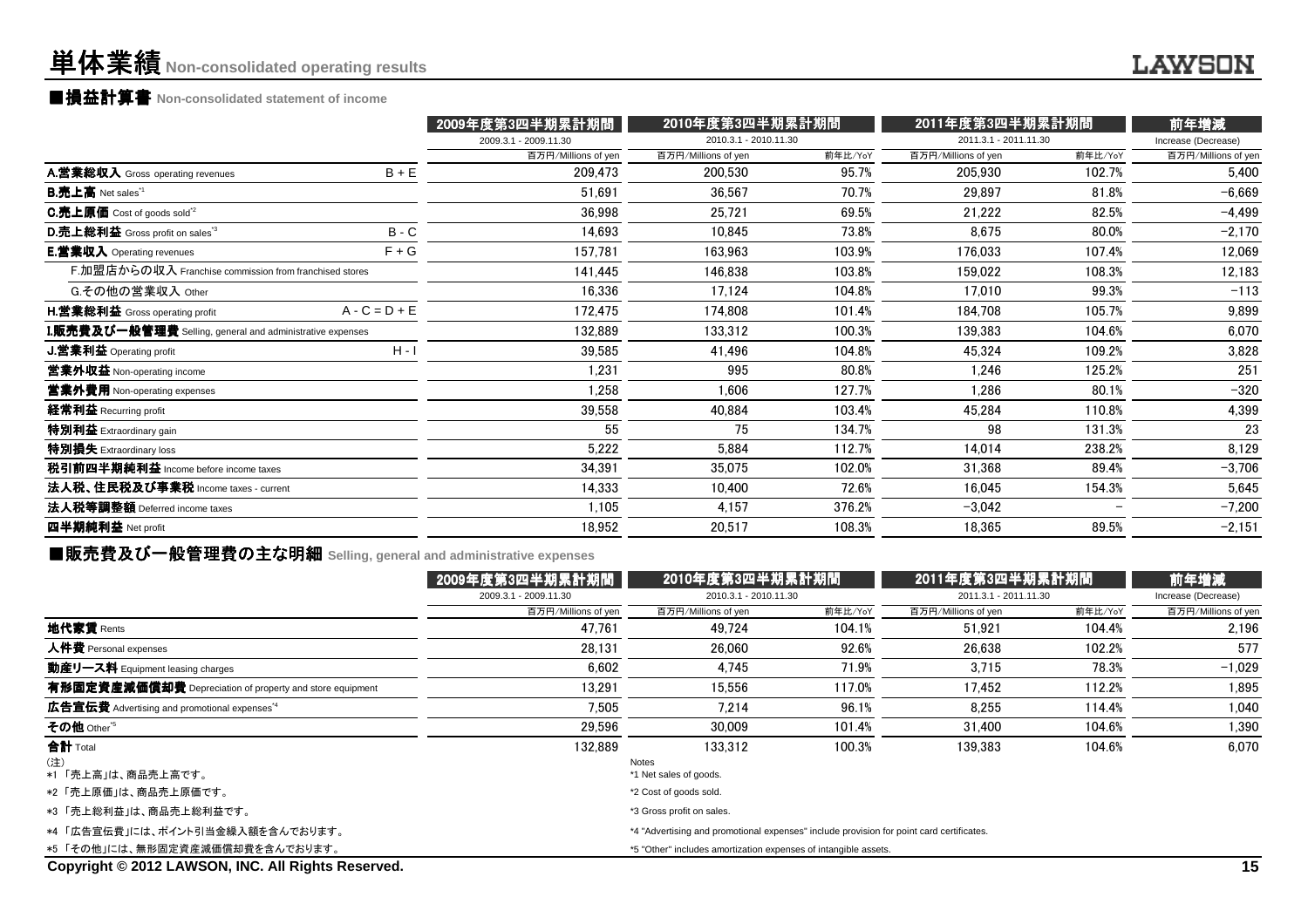# 単体業績 Non-consolidated operating results

## ■損益計算書 Non-consolidated statement of income

| | | 2009年度第3四半期累計期間 | 2010年度第3四半期累計期間 | | 2011年度第3四半期累計期間 | | 前年増減 |
|---|---|---|---|---|---|---|---|
| | | 2009.3.1 - 2009.11.30 | 2010.3.1 - 2010.11.30 | | 2011.3.1 - 2011.11.30 | | Increase (Decrease) |
| | | 百万円/Millions of yen | 百万円/Millions of yen | 前年比/YoY | 百万円/Millions of yen | 前年比/YoY | 百万円/Millions of yen |
| **A.営業総収入** Gross operating revenues | B + E | 209,473 | 200,530 | 95.7% | 205,930 | 102.7% | 5,400 |
| **B.売上高** Net sales*1 | | 51,691 | 36,567 | 70.7% | 29,897 | 81.8% | −6,669 |
| **C.売上原価** Cost of goods sold*2 | | 36,998 | 25,721 | 69.5% | 21,222 | 82.5% | −4,499 |
| **D.売上総利益** Gross profit on sales*3 | B - C | 14,693 | 10,845 | 73.8% | 8,675 | 80.0% | −2,170 |
| **E.営業収入** Operating revenues | F + G | 157,781 | 163,963 | 103.9% | 176,033 | 107.4% | 12,069 |
| F.加盟店からの収入 Franchise commission from franchised stores | | 141,445 | 146,838 | 103.8% | 159,022 | 108.3% | 12,183 |
| G.その他の営業収入 Other | | 16,336 | 17,124 | 104.8% | 17,010 | 99.3% | −113 |
| **H.営業総利益** Gross operating profit | A - C = D + E | 172,475 | 174,808 | 101.4% | 184,708 | 105.7% | 9,899 |
| **I.販売費及び一般管理費** Selling, general and administrative expenses | | 132,889 | 133,312 | 100.3% | 139,383 | 104.6% | 6,070 |
| **J.営業利益** Operating profit | H - I | 39,585 | 41,496 | 104.8% | 45,324 | 109.2% | 3,828 |
| **営業外収益** Non-operating income | | 1,231 | 995 | 80.8% | 1,246 | 125.2% | 251 |
| **営業外費用** Non-operating expenses | | 1,258 | 1,606 | 127.7% | 1,286 | 80.1% | −320 |
| **経常利益** Recurring profit | | 39,558 | 40,884 | 103.4% | 45,284 | 110.8% | 4,399 |
| **特別利益** Extraordinary gain | | 55 | 75 | 134.7% | 98 | 131.3% | 23 |
| **特別損失** Extraordinary loss | | 5,222 | 5,884 | 112.7% | 14,014 | 238.2% | 8,129 |
| **税引前四半期純利益** Income before income taxes | | 34,391 | 35,075 | 102.0% | 31,368 | 89.4% | −3,706 |
| **法人税、住民税及び事業税** Income taxes - current | | 14,333 | 10,400 | 72.6% | 16,045 | 154.3% | 5,645 |
| **法人税等調整額** Deferred income taxes | | 1,105 | 4,157 | 376.2% | −3,042 | − | −7,200 |
| **四半期純利益** Net profit | | 18,952 | 20,517 | 108.3% | 18,365 | 89.5% | −2,151 |

## ■販売費及び一般管理費の主な明細 Selling, general and administrative expenses

| | 2009年度第3四半期累計期間 | 2010年度第3四半期累計期間 | | 2011年度第3四半期累計期間 | | 前年増減 |
|---|---|---|---|---|---|---|
| | 2009.3.1 - 2009.11.30 | 2010.3.1 - 2010.11.30 | | 2011.3.1 - 2011.11.30 | | Increase (Decrease) |
| | 百万円/Millions of yen | 百万円/Millions of yen | 前年比/YoY | 百万円/Millions of yen | 前年比/YoY | 百万円/Millions of yen |
| **地代家賃** Rents | 47,761 | 49,724 | 104.1% | 51,921 | 104.4% | 2,196 |
| **人件費** Personal expenses | 28,131 | 26,060 | 92.6% | 26,638 | 102.2% | 577 |
| **動産リース料** Equipment leasing charges | 6,602 | 4,745 | 71.9% | 3,715 | 78.3% | −1,029 |
| **有形固定資産減価償却費** Depreciation of property and store equipment | 13,291 | 15,556 | 117.0% | 17,452 | 112.2% | 1,895 |
| **広告宣伝費** Advertising and promotional expenses*4 | 7,505 | 7,214 | 96.1% | 8,255 | 114.4% | 1,040 |
| **その他** Other*5 | 29,596 | 30,009 | 101.4% | 31,400 | 104.6% | 1,390 |
| **合計** Total | 132,889 | 133,312 | 100.3% | 139,383 | 104.6% | 6,070 |

(注)
*1 「売上高」は、商品売上高です。
*2 「売上原価」は、商品売上原価です。
*3 「売上総利益」は、商品売上総利益です。
*4 「広告宣伝費」には、ポイント引当金繰入額を含んでおります。
*5 「その他」には、無形固定資産減価償却費を含んでおります。

Notes
*1 Net sales of goods.
*2 Cost of goods sold.
*3 Gross profit on sales.
*4 "Advertising and promotional expenses" include provision for point card certificates.
*5 "Other" includes amortization expenses of intangible assets.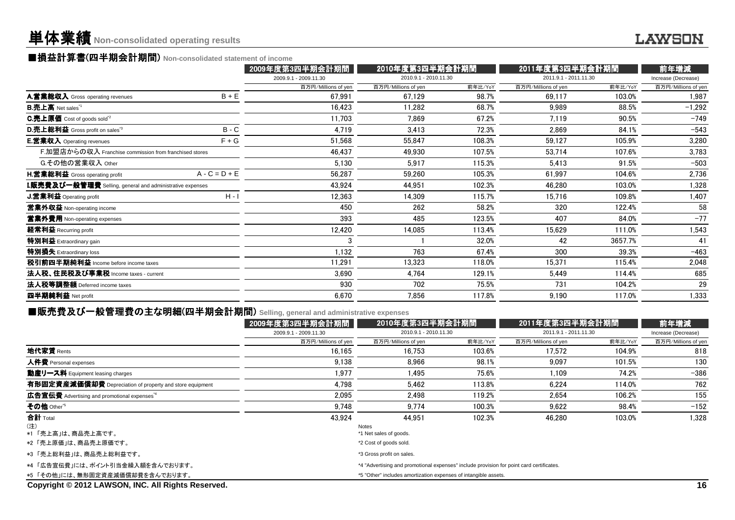# 単体業績 Non-consolidated operating results

## ■損益計算書(四半期会計期間) Non-consolidated statement of income

| | | 2009年度第3四半期会計期間 | 2010年度第3四半期会計期間 | | 2011年度第3四半期会計期間 | | 前年増減 |
|---|---|---|---|---|---|---|---|
| | | 2009.9.1 - 2009.11.30 | 2010.9.1 - 2010.11.30 | | 2011.9.1 - 2011.11.30 | | Increase (Decrease) |
| | | 百万円/Millions of yen | 百万円/Millions of yen | 前年比/YoY | 百万円/Millions of yen | 前年比/YoY | 百万円/Millions of yen |
| **A.営業総収入** Gross operating revenues | B + E | 67,991 | 67,129 | 98.7% | 69,117 | 103.0% | 1,987 |
| **B.売上高** Net sales[*1] | | 16,423 | 11,282 | 68.7% | 9,989 | 88.5% | −1,292 |
| **C.売上原価** Cost of goods sold[*2] | | 11,703 | 7,869 | 67.2% | 7,119 | 90.5% | −749 |
| **D.売上総利益** Gross profit on sales[*3] | B - C | 4,719 | 3,413 | 72.3% | 2,869 | 84.1% | −543 |
| **E.営業収入** Operating revenues | F + G | 51,568 | 55,847 | 108.3% | 59,127 | 105.9% | 3,280 |
| F.加盟店からの収入 Franchise commission from franchised stores | | 46,437 | 49,930 | 107.5% | 53,714 | 107.6% | 3,783 |
| G.その他の営業収入 Other | | 5,130 | 5,917 | 115.3% | 5,413 | 91.5% | −503 |
| **H.営業総利益** Gross operating profit | A - C = D + E | 56,287 | 59,260 | 105.3% | 61,997 | 104.6% | 2,736 |
| **I.販売費及び一般管理費** Selling, general and administrative expenses | | 43,924 | 44,951 | 102.3% | 46,280 | 103.0% | 1,328 |
| **J.営業利益** Operating profit | H - I | 12,363 | 14,309 | 115.7% | 15,716 | 109.8% | 1,407 |
| **営業外収益** Non-operating income | | 450 | 262 | 58.2% | 320 | 122.4% | 58 |
| **営業外費用** Non-operating expenses | | 393 | 485 | 123.5% | 407 | 84.0% | −77 |
| **経常利益** Recurring profit | | 12,420 | 14,085 | 113.4% | 15,629 | 111.0% | 1,543 |
| **特別利益** Extraordinary gain | | 3 | 1 | 32.0% | 42 | 3657.7% | 41 |
| **特別損失** Extraordinary loss | | 1,132 | 763 | 67.4% | 300 | 39.3% | −463 |
| **税引前四半期純利益** Income before income taxes | | 11,291 | 13,323 | 118.0% | 15,371 | 115.4% | 2,048 |
| **法人税、住民税及び事業税** Income taxes - current | | 3,690 | 4,764 | 129.1% | 5,449 | 114.4% | 685 |
| **法人税等調整額** Deferred income taxes | | 930 | 702 | 75.5% | 731 | 104.2% | 29 |
| **四半期純利益** Net profit | | 6,670 | 7,856 | 117.8% | 9,190 | 117.0% | 1,333 |

## ■販売費及び一般管理費の主な明細(四半期会計期間) Selling, general and administrative expenses

| | 2009年度第3四半期会計期間 | 2010年度第3四半期会計期間 | | 2011年度第3四半期会計期間 | | 前年増減 |
|---|---|---|---|---|---|---|
| | 2009.9.1 - 2009.11.30 | 2010.9.1 - 2010.11.30 | | 2011.9.1 - 2011.11.30 | | Increase (Decrease) |
| | 百万円/Millions of yen | 百万円/Millions of yen | 前年比/YoY | 百万円/Millions of yen | 前年比/YoY | 百万円/Millions of yen |
| **地代家賃** Rents | 16,165 | 16,753 | 103.6% | 17,572 | 104.9% | 818 |
| **人件費** Personal expenses | 9,138 | 8,966 | 98.1% | 9,097 | 101.5% | 130 |
| **動産リース料** Equipment leasing charges | 1,977 | 1,495 | 75.6% | 1,109 | 74.2% | −386 |
| **有形固定資産減価償却費** Depreciation of property and store equipment | 4,798 | 5,462 | 113.8% | 6,224 | 114.0% | 762 |
| **広告宣伝費** Advertising and promotional expenses[*4] | 2,095 | 2,498 | 119.2% | 2,654 | 106.2% | 155 |
| **その他** Other[*5] | 9,748 | 9,774 | 100.3% | 9,622 | 98.4% | −152 |
| **合計** Total | 43,924 | 44,951 | 102.3% | 46,280 | 103.0% | 1,328 |

(注)
*1 「売上高」は、商品売上高です。
*2 「売上原価」は、商品売上原価です。
*3 「売上総利益」は、商品売上総利益です。
*4 「広告宣伝費」には、ポイント引当金繰入額を含んでおります。
*5 「その他」には、無形固定資産減価償却費を含んでおります。

Notes
*1 Net sales of goods.
*2 Cost of goods sold.
*3 Gross profit on sales.
*4 "Advertising and promotional expenses" include provision for point card certificates.
*5 "Other" includes amortization expenses of intangible assets.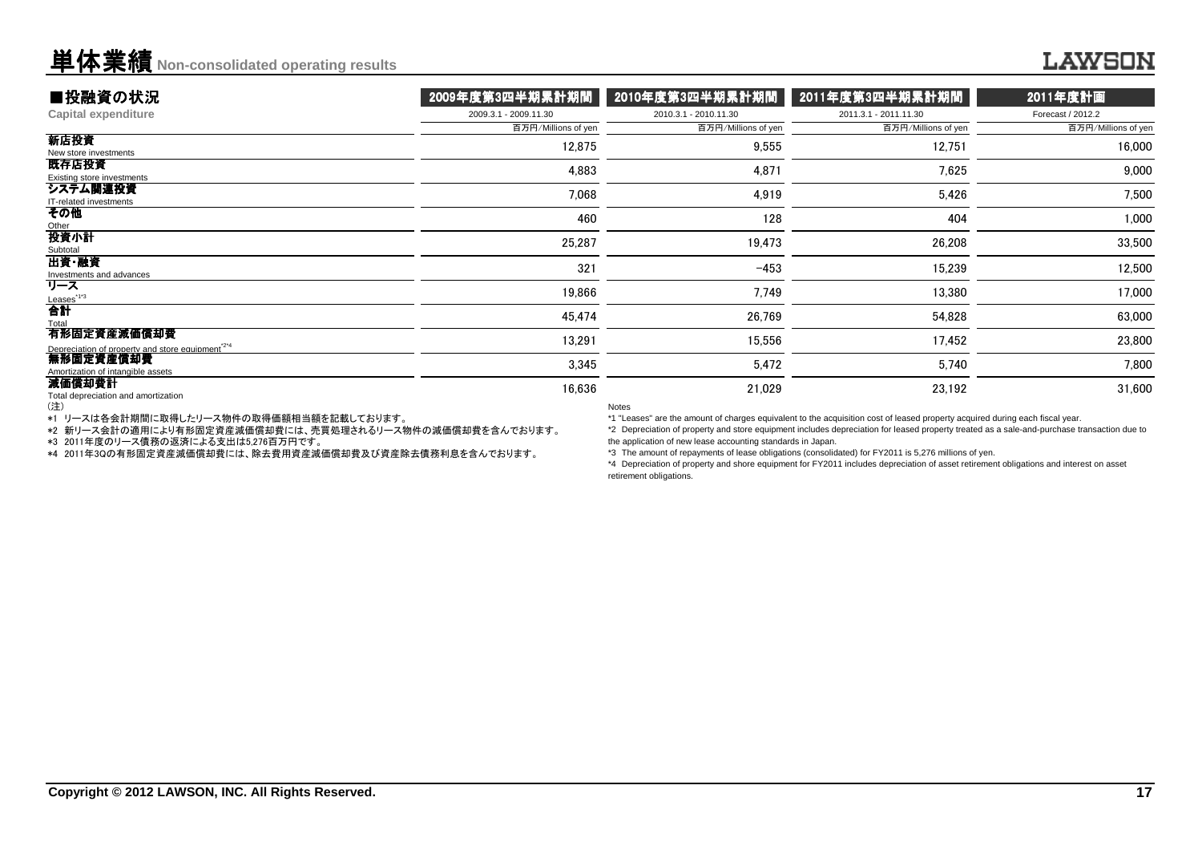# 単体業績 Non-consolidated operating results

## ■投融資の状況 Capital expenditure

| | 2009年度第3四半期累計期間 | 2010年度第3四半期累計期間 | 2011年度第3四半期累計期間 | 2011年度計画 |
|---|---|---|---|---|
| | 2009.3.1 - 2009.11.30 | 2010.3.1 - 2010.11.30 | 2011.3.1 - 2011.11.30 | Forecast / 2012.2 |
| | 百万円/Millions of yen | 百万円/Millions of yen | 百万円/Millions of yen | 百万円/Millions of yen |
| 新店投資 New store investments | 12,875 | 9,555 | 12,751 | 16,000 |
| 既存店投資 Existing store investments | 4,883 | 4,871 | 7,625 | 9,000 |
| システム関連投資 IT-related investments | 7,068 | 4,919 | 5,426 | 7,500 |
| その他 Other | 460 | 128 | 404 | 1,000 |
| 投資小計 Subtotal | 25,287 | 19,473 | 26,208 | 33,500 |
| 出資・融資 Investments and advances | 321 | -453 | 15,239 | 12,500 |
| リース Leases*1*3 | 19,866 | 7,749 | 13,380 | 17,000 |
| 合計 Total | 45,474 | 26,769 | 54,828 | 63,000 |
| 有形固定資産減価償却費 Depreciation of property and store equipment*2*4 | 13,291 | 15,556 | 17,452 | 23,800 |
| 無形固定資産償却費 Amortization of intangible assets | 3,345 | 5,472 | 5,740 | 7,800 |
| 減価償却費計 Total depreciation and amortization | 16,636 | 21,029 | 23,192 | 31,600 |

（注）

*1 リースは各会計期間に取得したリース物件の取得価額相当額を記載しております。

*2 新リース会計の適用により有形固定資産減価償却費には、売買処理されるリース物件の減価償却費を含んでおります。

*3 2011年度のリース債務の返済による支出は5,276百万円です。

*4 2011年3Qの有形固定資産減価償却費には、除去費用資産減価償却費及び資産除去債務利息を含んでおります。

Notes

*1 "Leases" are the amount of charges equivalent to the acquisition cost of leased property acquired during each fiscal year.

*2 Depreciation of property and store equipment includes depreciation for leased property treated as a sale-and-purchase transaction due to the application of new lease accounting standards in Japan.

*3 The amount of repayments of lease obligations (consolidated) for FY2011 is 5,276 millions of yen.

*4 Depreciation of property and shore equipment for FY2011 includes depreciation of asset retirement obligations and interest on asset retirement obligations.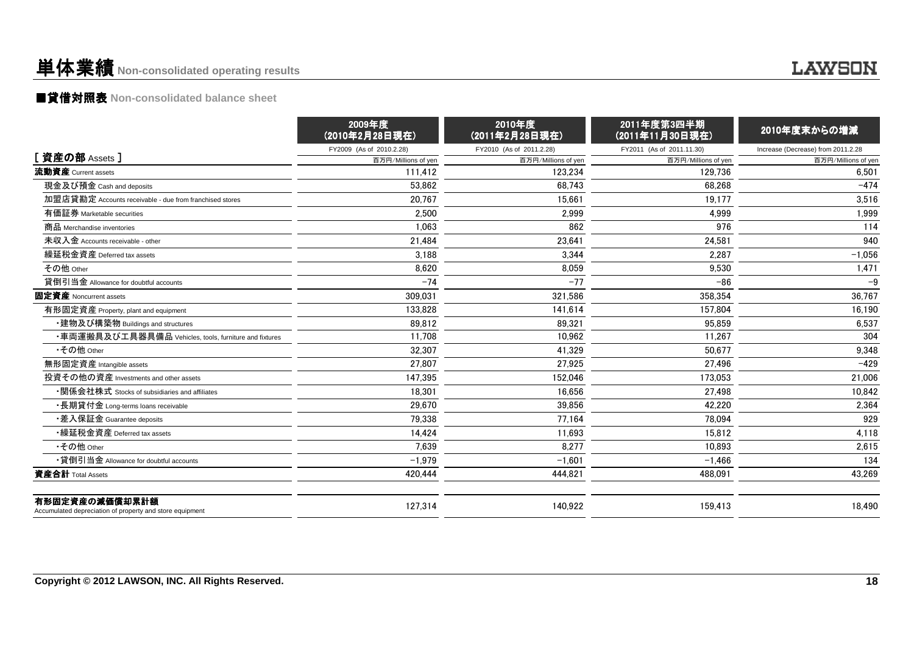# 単体業績 Non-consolidated operating results

## ■貸借対照表 Non-consolidated balance sheet

| [ 資産の部 Assets ] | 2009年度（2010年2月28日現在） FY2009 (As of 2010.2.28) 百万円/Millions of yen | 2010年度（2011年2月28日現在） FY2010 (As of 2011.2.28) 百万円/Millions of yen | 2011年度第3四半期（2011年11月30日現在） FY2011 (As of 2011.11.30) 百万円/Millions of yen | 2010年度末からの増減 Increase (Decrease) from 2011.2.28 百万円/Millions of yen |
|---|---|---|---|---|
| **流動資産** Current assets | 111,412 | 123,234 | 129,736 | 6,501 |
| 現金及び預金 Cash and deposits | 53,862 | 68,743 | 68,268 | −474 |
| 加盟店貸勘定 Accounts receivable - due from franchised stores | 20,767 | 15,661 | 19,177 | 3,516 |
| 有価証券 Marketable securities | 2,500 | 2,999 | 4,999 | 1,999 |
| 商品 Merchandise inventories | 1,063 | 862 | 976 | 114 |
| 未収入金 Accounts receivable - other | 21,484 | 23,641 | 24,581 | 940 |
| 繰延税金資産 Deferred tax assets | 3,188 | 3,344 | 2,287 | −1,056 |
| その他 Other | 8,620 | 8,059 | 9,530 | 1,471 |
| 貸倒引当金 Allowance for doubtful accounts | −74 | −77 | −86 | −9 |
| **固定資産** Noncurrent assets | 309,031 | 321,586 | 358,354 | 36,767 |
| 有形固定資産 Property, plant and equipment | 133,828 | 141,614 | 157,804 | 16,190 |
| ・建物及び構築物 Buildings and structures | 89,812 | 89,321 | 95,859 | 6,537 |
| ・車両運搬具及び工具器具備品 Vehicles, tools, furniture and fixtures | 11,708 | 10,962 | 11,267 | 304 |
| ・その他 Other | 32,307 | 41,329 | 50,677 | 9,348 |
| 無形固定資産 Intangible assets | 27,807 | 27,925 | 27,496 | −429 |
| 投資その他の資産 Investments and other assets | 147,395 | 152,046 | 173,053 | 21,006 |
| ・関係会社株式 Stocks of subsidiaries and affiliates | 18,301 | 16,656 | 27,498 | 10,842 |
| ・長期貸付金 Long-terms loans receivable | 29,670 | 39,856 | 42,220 | 2,364 |
| ・差入保証金 Guarantee deposits | 79,338 | 77,164 | 78,094 | 929 |
| ・繰延税金資産 Deferred tax assets | 14,424 | 11,693 | 15,812 | 4,118 |
| ・その他 Other | 7,639 | 8,277 | 10,893 | 2,615 |
| ・貸倒引当金 Allowance for doubtful accounts | −1,979 | −1,601 | −1,466 | 134 |
| **資産合計** Total Assets | 420,444 | 444,821 | 488,091 | 43,269 |
| **有形固定資産の減価償却累計額** Accumulated depreciation of property and store equipment | 127,314 | 140,922 | 159,413 | 18,490 |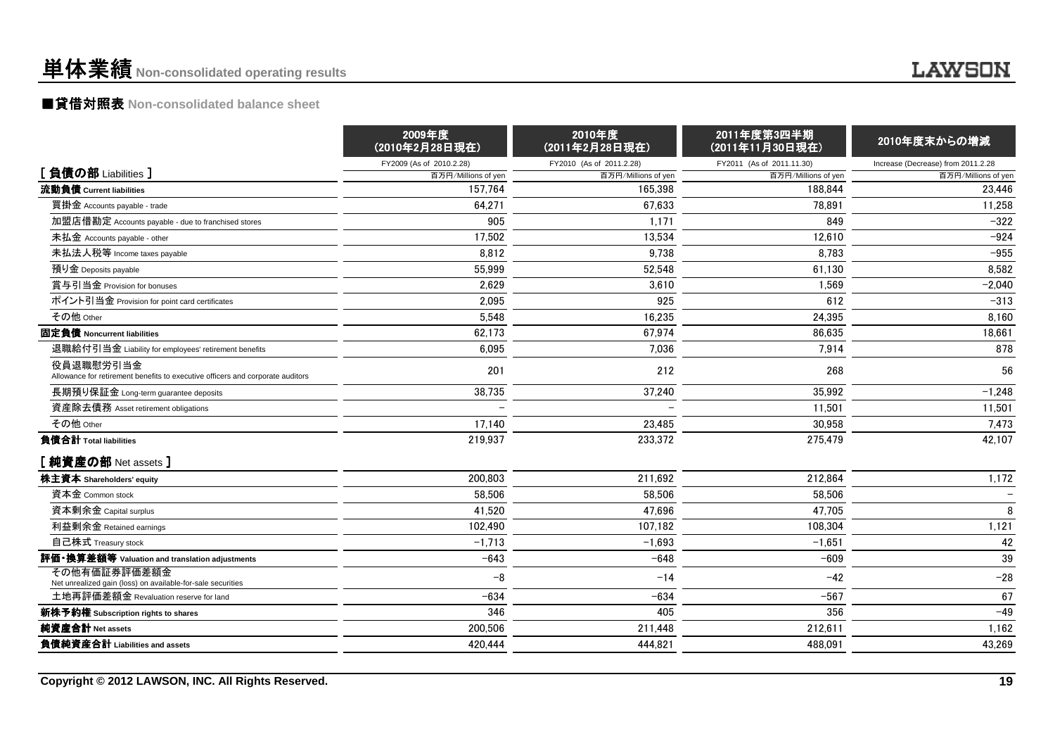# 単体業績 Non-consolidated operating results

## ■貸借対照表 Non-consolidated balance sheet

| | 2009年度（2010年2月28日現在） | 2010年度（2011年2月28日現在） | 2011年度第3四半期（2011年11月30日現在） | 2010年度末からの増減 |
|---|---|---|---|---|
| | FY2009 (As of 2010.2.28) | FY2010 (As of 2011.2.28) | FY2011 (As of 2011.11.30) | Increase (Decrease) from 2011.2.28 |
| **[ 負債の部 Liabilities ]** | 百万円/Millions of yen | 百万円/Millions of yen | 百万円/Millions of yen | 百万円/Millions of yen |
| **流動負債 Current liabilities** | 157,764 | 165,398 | 188,844 | 23,446 |
| 買掛金 Accounts payable - trade | 64,271 | 67,633 | 78,891 | 11,258 |
| 加盟店借勘定 Accounts payable - due to franchised stores | 905 | 1,171 | 849 | −322 |
| 未払金 Accounts payable - other | 17,502 | 13,534 | 12,610 | −924 |
| 未払法人税等 Income taxes payable | 8,812 | 9,738 | 8,783 | −955 |
| 預り金 Deposits payable | 55,999 | 52,548 | 61,130 | 8,582 |
| 賞与引当金 Provision for bonuses | 2,629 | 3,610 | 1,569 | −2,040 |
| ポイント引当金 Provision for point card certificates | 2,095 | 925 | 612 | −313 |
| その他 Other | 5,548 | 16,235 | 24,395 | 8,160 |
| **固定負債 Noncurrent liabilities** | 62,173 | 67,974 | 86,635 | 18,661 |
| 退職給付引当金 Liability for employees' retirement benefits | 6,095 | 7,036 | 7,914 | 878 |
| 役員退職慰労引当金 Allowance for retirement benefits to executive officers and corporate auditors | 201 | 212 | 268 | 56 |
| 長期預り保証金 Long-term guarantee deposits | 38,735 | 37,240 | 35,992 | −1,248 |
| 資産除去債務 Asset retirement obligations | − | − | 11,501 | 11,501 |
| その他 Other | 17,140 | 23,485 | 30,958 | 7,473 |
| **負債合計 Total liabilities** | 219,937 | 233,372 | 275,479 | 42,107 |
| **[ 純資産の部 Net assets ]** | | | | |
| **株主資本 Shareholders' equity** | 200,803 | 211,692 | 212,864 | 1,172 |
| 資本金 Common stock | 58,506 | 58,506 | 58,506 | − |
| 資本剰余金 Capital surplus | 41,520 | 47,696 | 47,705 | 8 |
| 利益剰余金 Retained earnings | 102,490 | 107,182 | 108,304 | 1,121 |
| 自己株式 Treasury stock | −1,713 | −1,693 | −1,651 | 42 |
| **評価・換算差額等 Valuation and translation adjustments** | −643 | −648 | −609 | 39 |
| その他有価証券評価差額金 Net unrealized gain (loss) on available-for-sale securities | −8 | −14 | −42 | −28 |
| 土地再評価差額金 Revaluation reserve for land | −634 | −634 | −567 | 67 |
| **新株予約権 Subscription rights to shares** | 346 | 405 | 356 | −49 |
| **純資産合計 Net assets** | 200,506 | 211,448 | 212,611 | 1,162 |
| **負債純資産合計 Liabilities and assets** | 420,444 | 444,821 | 488,091 | 43,269 |

Copyright © 2012 LAWSON, INC. All Rights Reserved.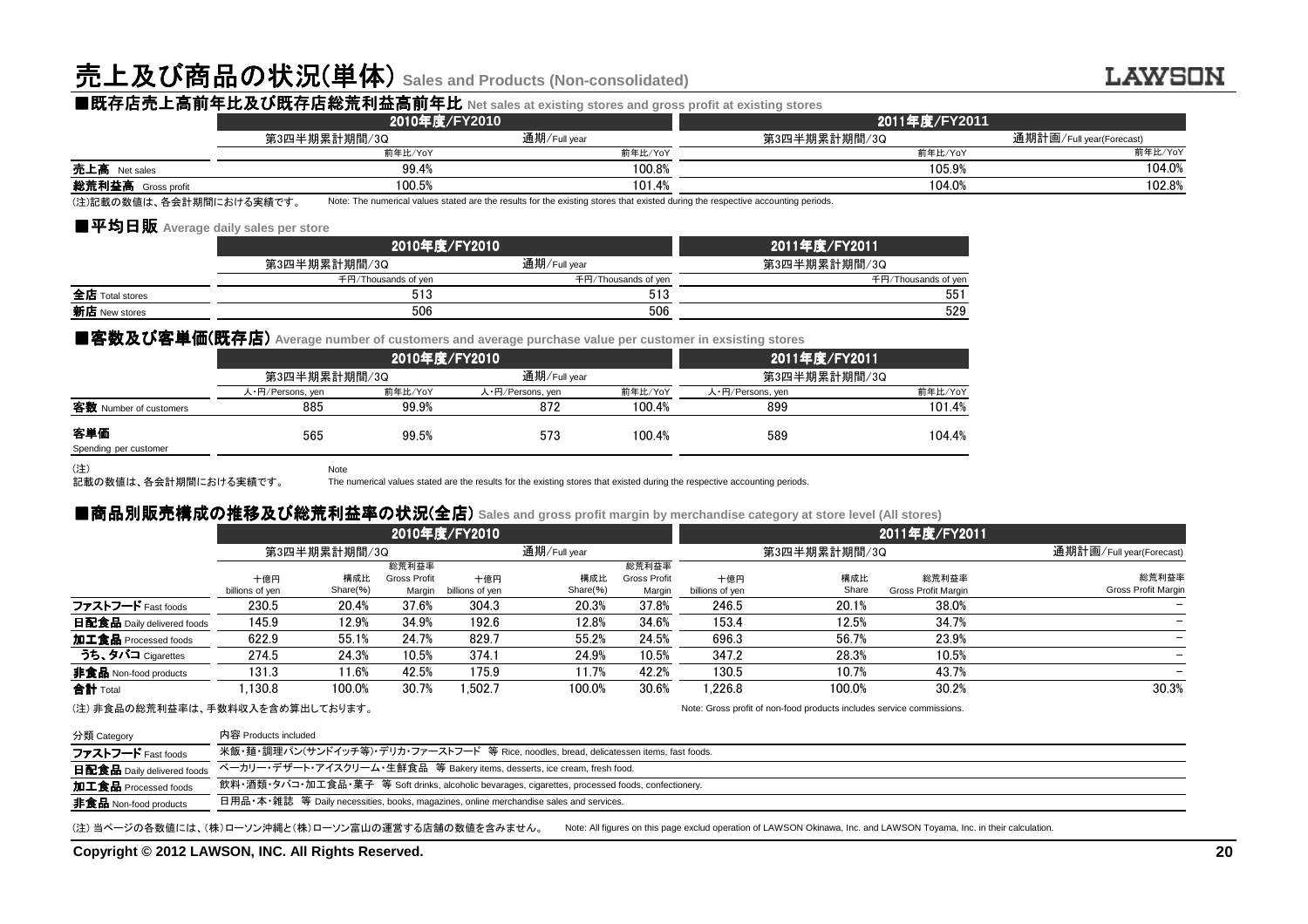# 売上及び商品の状況(単体) Sales and Products (Non-consolidated)

## ■既存店売上高前年比及び既存店総荒利益高前年比 Net sales at existing stores and gross profit at existing stores

| | 2010年度/FY2010 | | 2011年度/FY2011 | |
|---|---|---|---|---|
| | 第3四半期累計期間/3Q | 通期/Full year | 第3四半期累計期間/3Q | 通期計画/Full year(Forecast) |
| | 前年比/YoY | 前年比/YoY | 前年比/YoY | 前年比/YoY |
| 売上高 Net sales | 99.4% | 100.8% | 105.9% | 104.0% |
| 総荒利益高 Gross profit | 100.5% | 101.4% | 104.0% | 102.8% |

(注)記載の数値は、各会計期間における実績です。 Note: The numerical values stated are the results for the existing stores that existed during the respective accounting periods.

## ■平均日販 Average daily sales per store

| | 2010年度/FY2010 | | 2011年度/FY2011 |
|---|---|---|---|
| | 第3四半期累計期間/3Q | 通期/Full year | 第3四半期累計期間/3Q |
| | 千円/Thousands of yen | 千円/Thousands of yen | 千円/Thousands of yen |
| 全店 Total stores | 513 | 513 | 551 |
| 新店 New stores | 506 | 506 | 529 |

## ■客数及び客単価(既存店) Average number of customers and average purchase value per customer in exsisting stores

| | 2010年度/FY2010 | | | | 2011年度/FY2011 | |
|---|---|---|---|---|---|---|
| | 第3四半期累計期間/3Q | | 通期/Full year | | 第3四半期累計期間/3Q | |
| | 人・円/Persons, yen | 前年比/YoY | 人・円/Persons, yen | 前年比/YoY | 人・円/Persons, yen | 前年比/YoY |
| 客数 Number of customers | 885 | 99.9% | 872 | 100.4% | 899 | 101.4% |
| 客単価 Spending per customer | 565 | 99.5% | 573 | 100.4% | 589 | 104.4% |

(注)
記載の数値は、各会計期間における実績です。

Note
The numerical values stated are the results for the existing stores that existed during the respective accounting periods.

## ■商品別販売構成の推移及び総荒利益率の状況(全店) Sales and gross profit margin by merchandise category at store level (All stores)

| | 2010年度/FY2010 | | | | | | 2011年度/FY2011 | | | |
|---|---|---|---|---|---|---|---|---|---|---|
| | 第3四半期累計期間/3Q | | | 通期/Full year | | | 第3四半期累計期間/3Q | | | 通期計画/Full year(Forecast) |
| | 十億円 billions of yen | 構成比 Share(%) | 総荒利益率 Gross Profit Margin | 十億円 billions of yen | 構成比 Share(%) | 総荒利益率 Gross Profit Margin | 十億円 billions of yen | 構成比 Share | 総荒利益率 Gross Profit Margin | 総荒利益率 Gross Profit Margin |
| ファストフード Fast foods | 230.5 | 20.4% | 37.6% | 304.3 | 20.3% | 37.8% | 246.5 | 20.1% | 38.0% | − |
| 日配食品 Daily delivered foods | 145.9 | 12.9% | 34.9% | 192.6 | 12.8% | 34.6% | 153.4 | 12.5% | 34.7% | − |
| 加工食品 Processed foods | 622.9 | 55.1% | 24.7% | 829.7 | 55.2% | 24.5% | 696.3 | 56.7% | 23.9% | − |
| うち、タバコ Cigarettes | 274.5 | 24.3% | 10.5% | 374.1 | 24.9% | 10.5% | 347.2 | 28.3% | 10.5% | − |
| 非食品 Non-food products | 131.3 | 11.6% | 42.5% | 175.9 | 11.7% | 42.2% | 130.5 | 10.7% | 43.7% | − |
| 合計 Total | 1,130.8 | 100.0% | 30.7% | 1,502.7 | 100.0% | 30.6% | 1,226.8 | 100.0% | 30.2% | 30.3% |

(注) 非食品の総荒利益率は、手数料収入を含め算出しております。 Note: Gross profit of non-food products includes service commissions.

| 分類 Category | 内容 Products included |
|---|---|
| ファストフード Fast foods | 米飯・麺・調理パン(サンドイッチ等)・デリカ・ファーストフード 等 Rice, noodles, bread, delicatessen items, fast foods. |
| 日配食品 Daily delivered foods | ベーカリー・デザート・アイスクリーム・生鮮食品 等 Bakery items, desserts, ice cream, fresh food. |
| 加工食品 Processed foods | 飲料・酒類・タバコ・加工食品・菓子 等 Soft drinks, alcoholic bevarages, cigarettes, processed foods, confectionery. |
| 非食品 Non-food products | 日用品・本・雑誌 等 Daily necessities, books, magazines, online merchandise sales and services. |

(注) 当ページの各数値には、(株)ローソン沖縄と(株)ローソン富山の運営する店舗の数値を含みません。 Note: All figures on this page exclud operation of LAWSON Okinawa, Inc. and LAWSON Toyama, Inc. in their calculation.